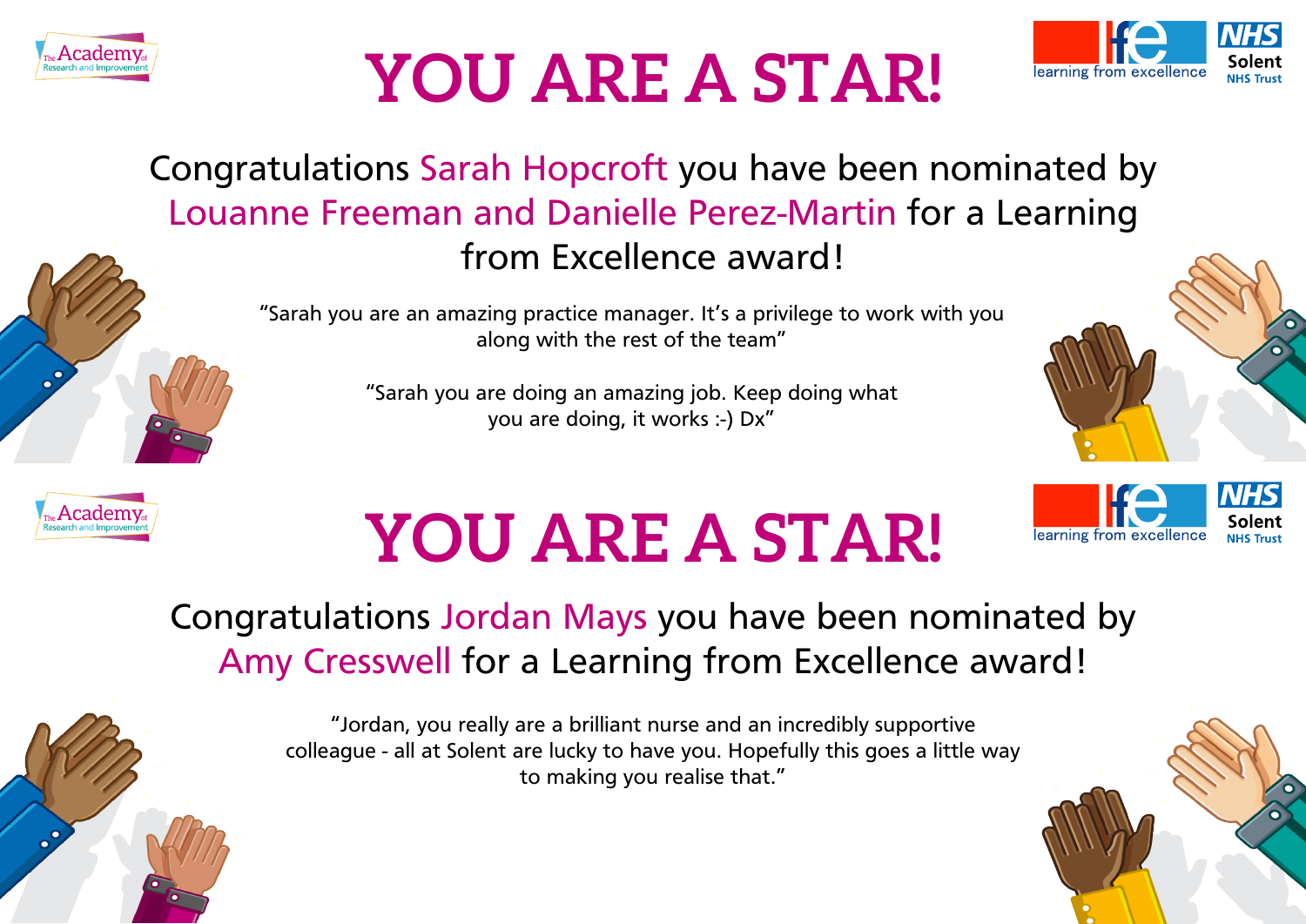# YOU ARE A STAR!

Congratulations Sarah Hopcroft you have been nominated by Louanne Freeman and Danielle Perez-Martin for a Learning from Excellence award!

"Sarah you are an amazing practice manager. It's a privilege to work with you along with the rest of the team"

"Sarah you are doing an amazing job. Keep doing what you are doing, it works :-) Dx"

# YOU ARE A STAR!

Congratulations Jordan Mays you have been nominated by Amy Cresswell for a Learning from Excellence award!

"Jordan, you really are a brilliant nurse and an incredibly supportive colleague - all at Solent are lucky to have you. Hopefully this goes a little way to making you realise that."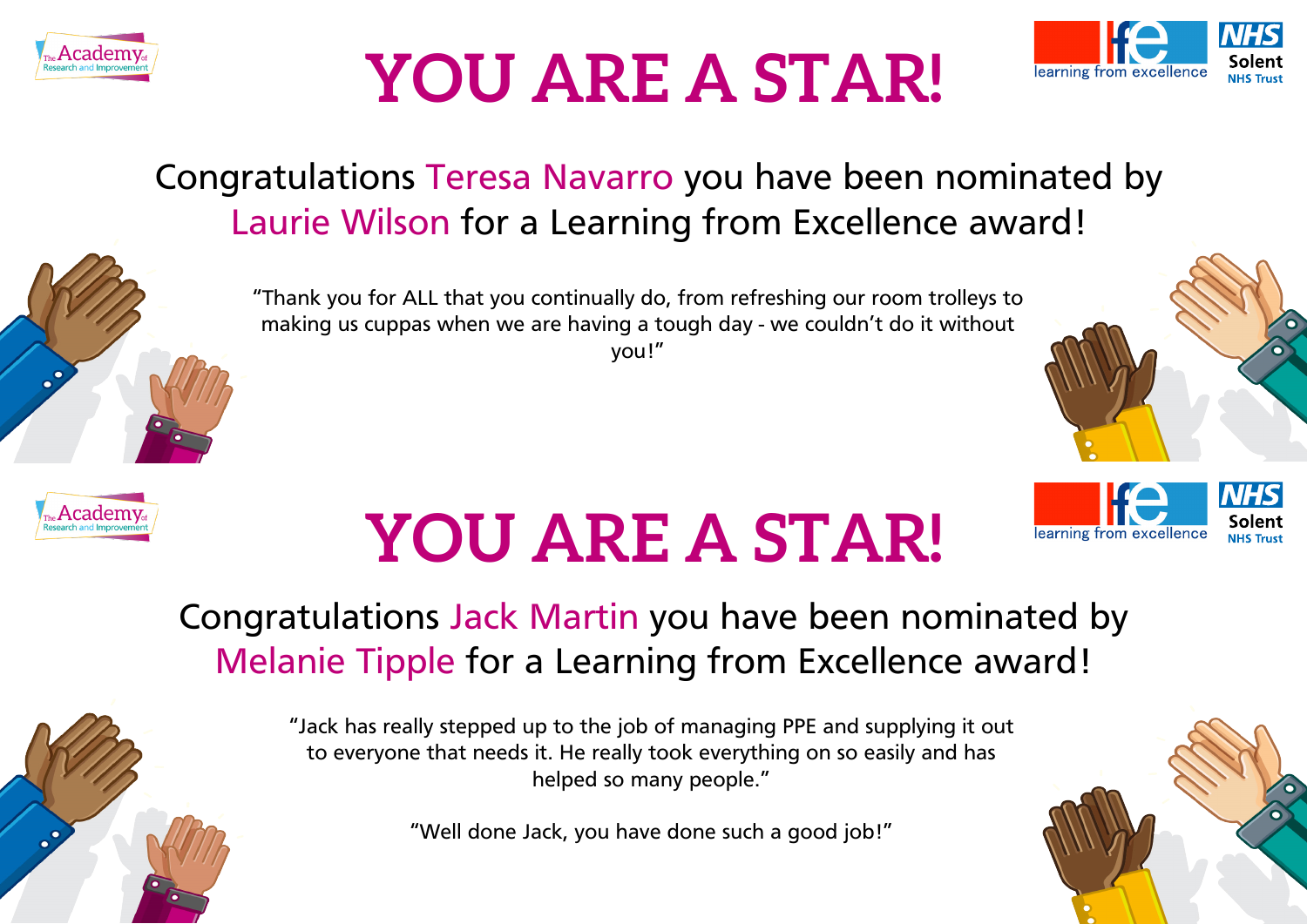# YOU ARE A STAR!

Congratulations Teresa Navarro you have been nominated by Laurie Wilson for a Learning from Excellence award!

"Thank you for ALL that you continually do, from refreshing our room trolleys to making us cuppas when we are having a tough day - we couldn't do it without you!"

# YOU ARE A STAR!

Congratulations Jack Martin you have been nominated by Melanie Tipple for a Learning from Excellence award!

"Jack has really stepped up to the job of managing PPE and supplying it out to everyone that needs it. He really took everything on so easily and has helped so many people."

"Well done Jack, you have done such a good job!"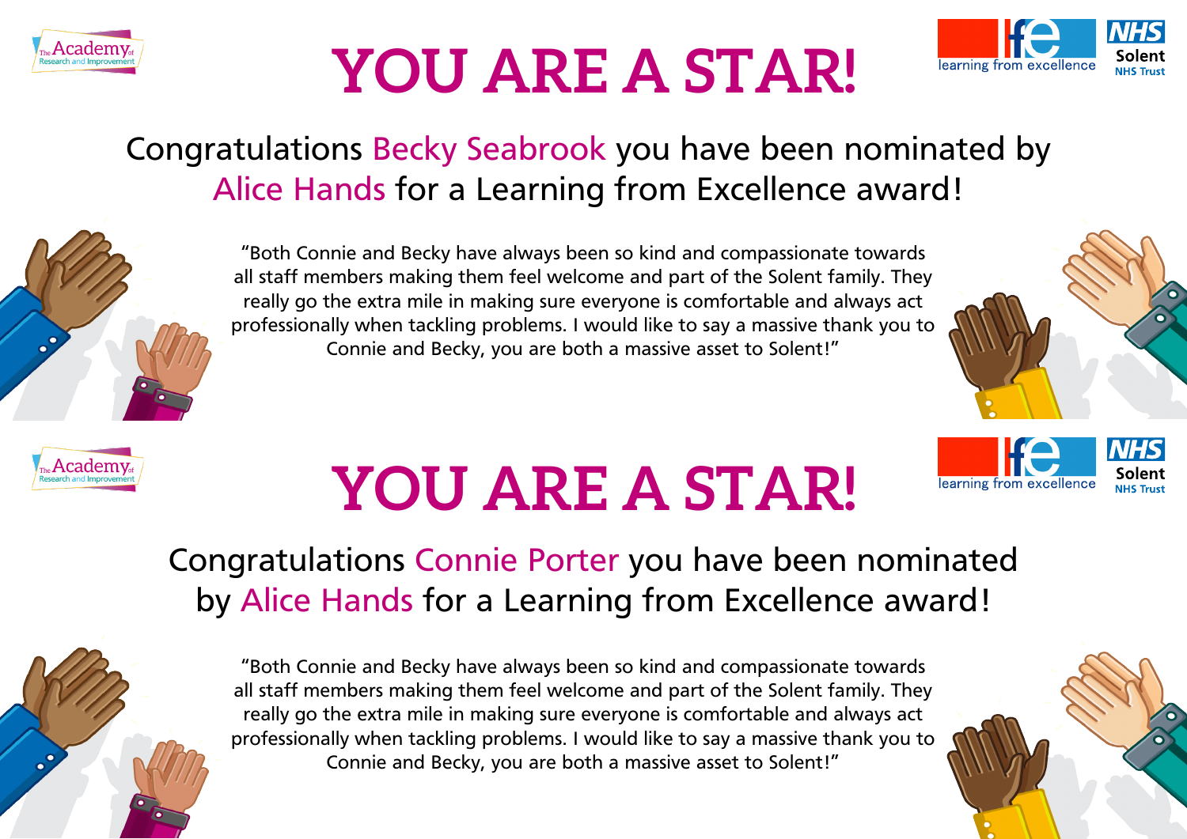# YOU ARE A STAR!

Congratulations Becky Seabrook you have been nominated by Alice Hands for a Learning from Excellence award!

"Both Connie and Becky have always been so kind and compassionate towards all staff members making them feel welcome and part of the Solent family. They really go the extra mile in making sure everyone is comfortable and always act professionally when tackling problems. I would like to say a massive thank you to Connie and Becky, you are both a massive asset to Solent!"

# YOU ARE A STAR!

Congratulations Connie Porter you have been nominated by Alice Hands for a Learning from Excellence award!

"Both Connie and Becky have always been so kind and compassionate towards all staff members making them feel welcome and part of the Solent family. They really go the extra mile in making sure everyone is comfortable and always act professionally when tackling problems. I would like to say a massive thank you to Connie and Becky, you are both a massive asset to Solent!"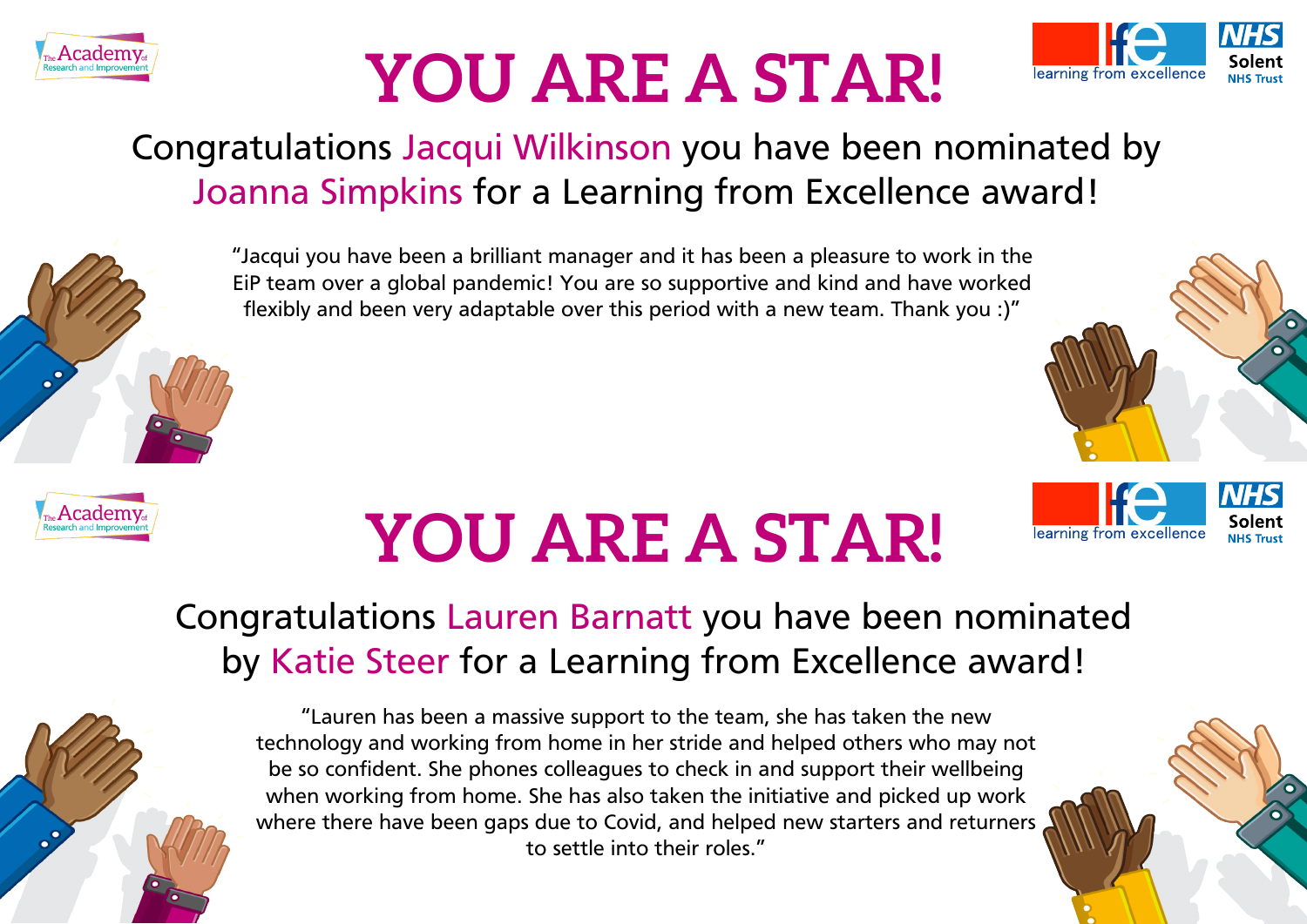The Academy of Research and Improvement

# YOU ARE A STAR!

learning from excellence | NHS Solent NHS Trust

Congratulations Jacqui Wilkinson you have been nominated by Joanna Simpkins for a Learning from Excellence award!

"Jacqui you have been a brilliant manager and it has been a pleasure to work in the EiP team over a global pandemic! You are so supportive and kind and have worked flexibly and been very adaptable over this period with a new team. Thank you :)"

The Academy of Research and Improvement

# YOU ARE A STAR!

learning from excellence | NHS Solent NHS Trust

Congratulations Lauren Barnatt you have been nominated by Katie Steer for a Learning from Excellence award!

"Lauren has been a massive support to the team, she has taken the new technology and working from home in her stride and helped others who may not be so confident. She phones colleagues to check in and support their wellbeing when working from home. She has also taken the initiative and picked up work where there have been gaps due to Covid, and helped new starters and returners to settle into their roles."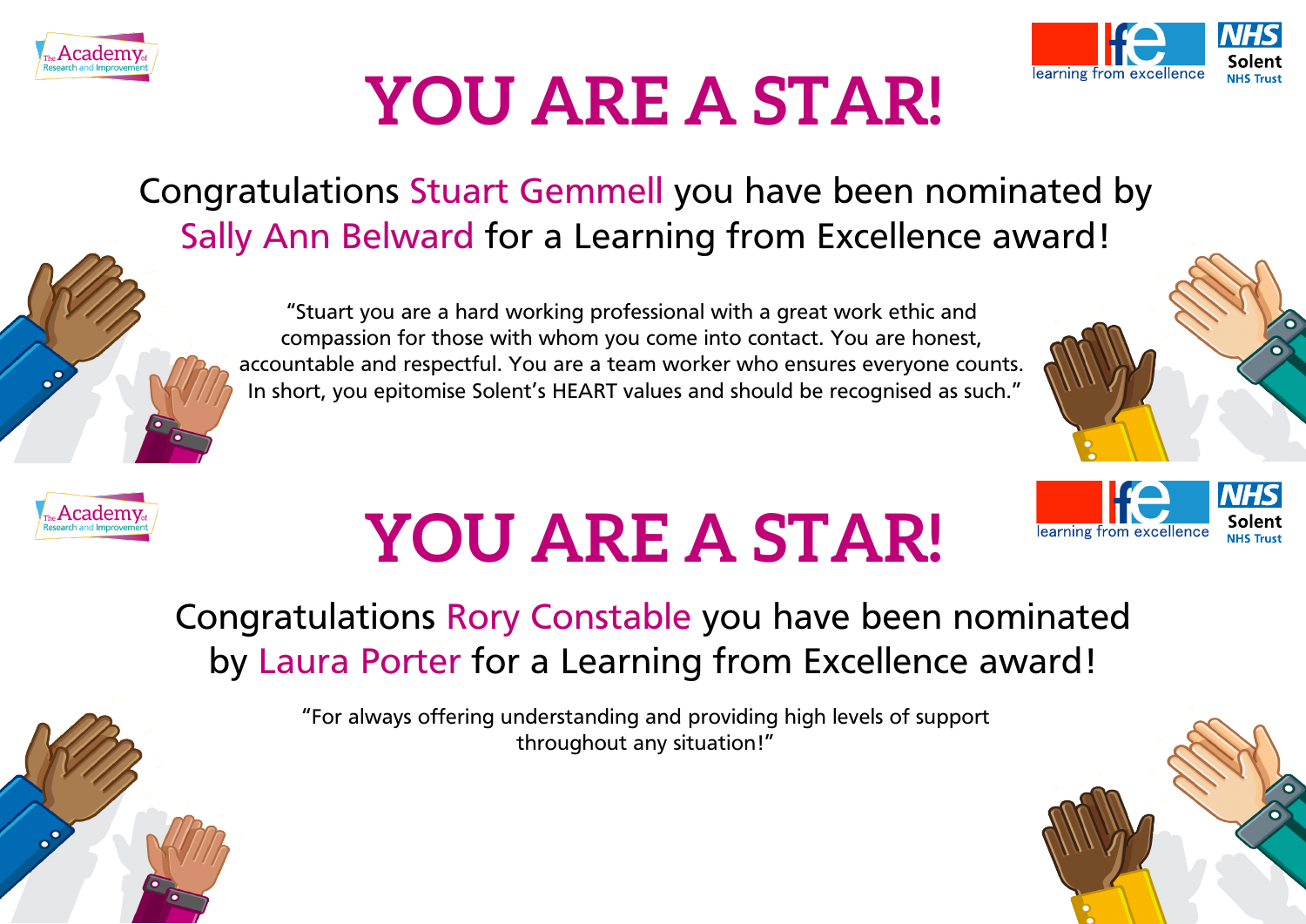# YOU ARE A STAR!

Congratulations Stuart Gemmell you have been nominated by Sally Ann Belward for a Learning from Excellence award!

"Stuart you are a hard working professional with a great work ethic and compassion for those with whom you come into contact. You are honest, accountable and respectful. You are a team worker who ensures everyone counts. In short, you epitomise Solent's HEART values and should be recognised as such."

# YOU ARE A STAR!

Congratulations Rory Constable you have been nominated by Laura Porter for a Learning from Excellence award!

"For always offering understanding and providing high levels of support throughout any situation!"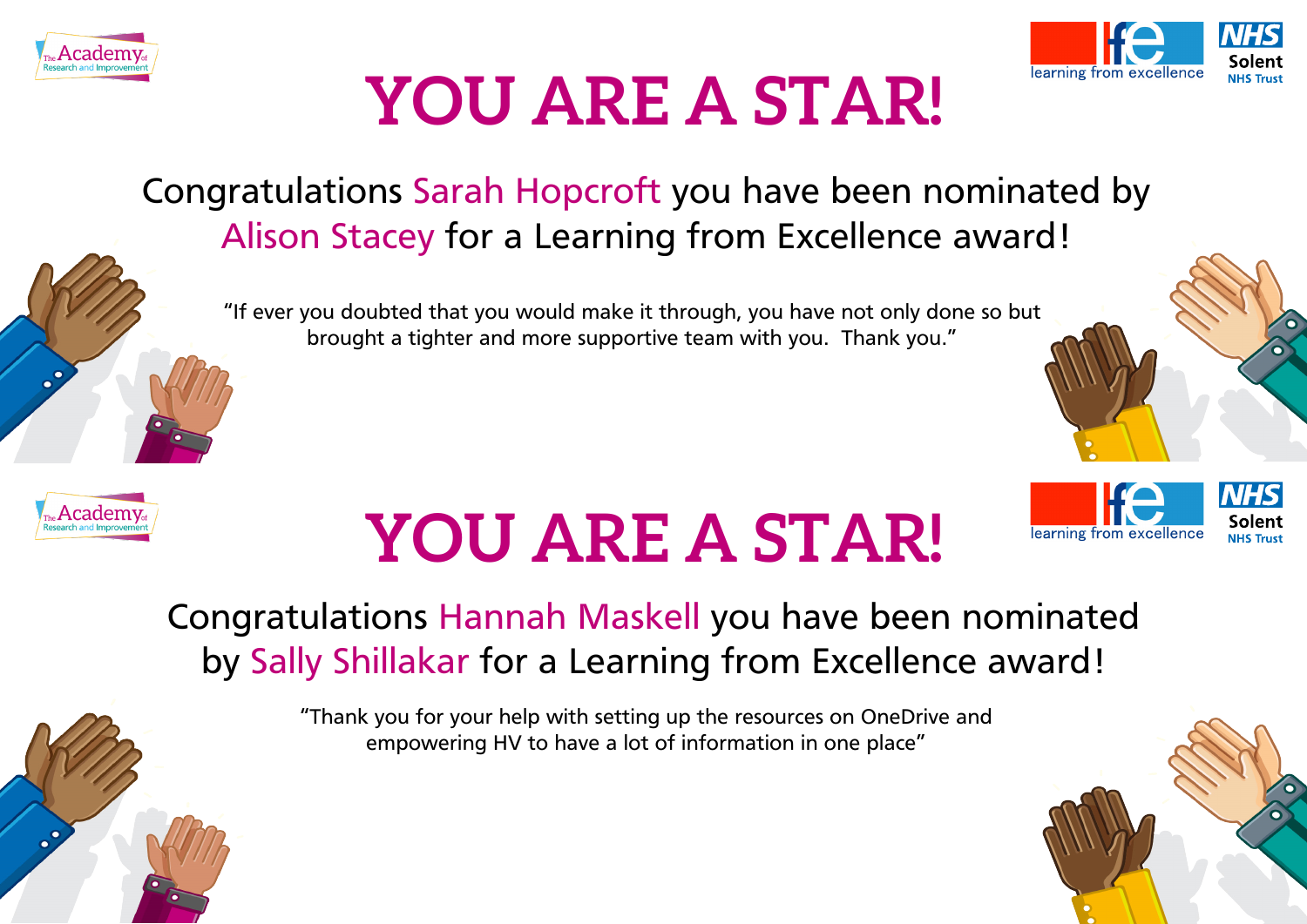# YOU ARE A STAR!

Congratulations Sarah Hopcroft you have been nominated by Alison Stacey for a Learning from Excellence award!

"If ever you doubted that you would make it through, you have not only done so but brought a tighter and more supportive team with you. Thank you."

# YOU ARE A STAR!

Congratulations Hannah Maskell you have been nominated by Sally Shillakar for a Learning from Excellence award!

"Thank you for your help with setting up the resources on OneDrive and empowering HV to have a lot of information in one place"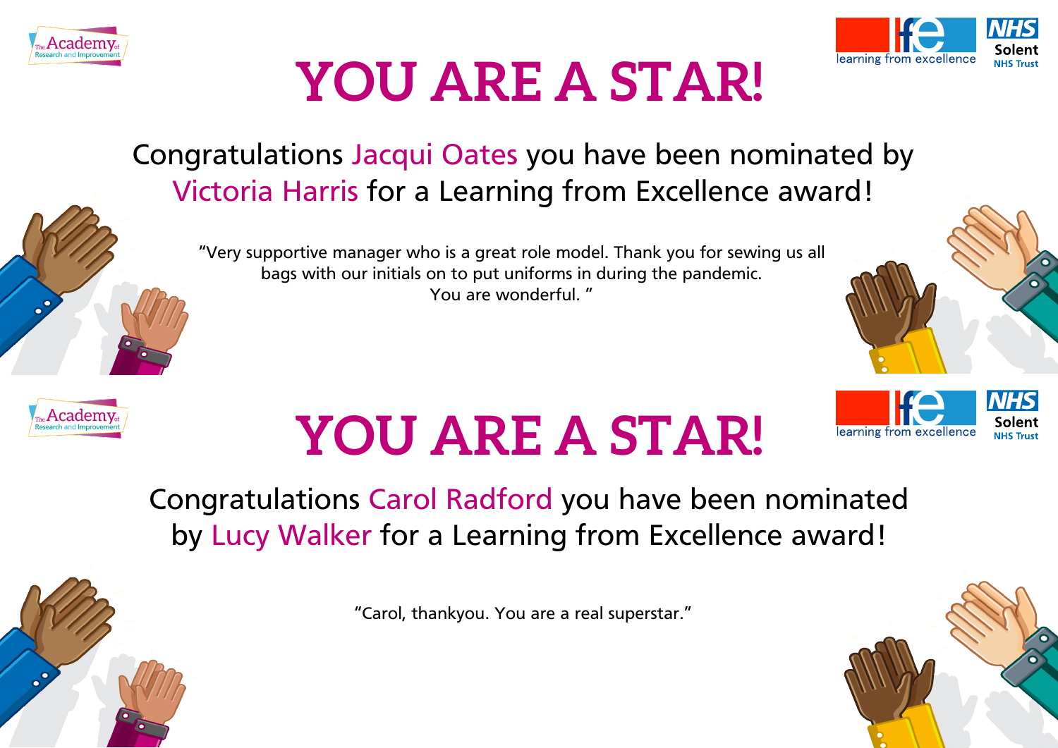# YOU ARE A STAR!

Congratulations Jacqui Oates you have been nominated by Victoria Harris for a Learning from Excellence award!

"Very supportive manager who is a great role model. Thank you for sewing us all bags with our initials on to put uniforms in during the pandemic. You are wonderful. "

# YOU ARE A STAR!

Congratulations Carol Radford you have been nominated by Lucy Walker for a Learning from Excellence award!

"Carol, thankyou. You are a real superstar."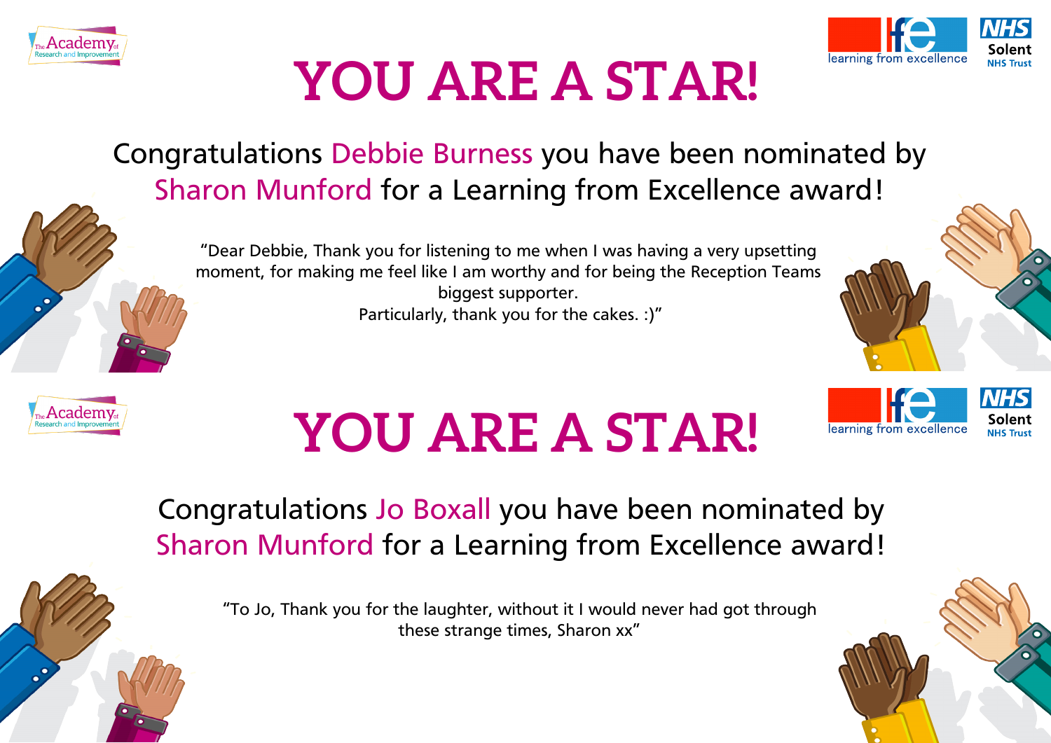# YOU ARE A STAR!

Congratulations Debbie Burness you have been nominated by Sharon Munford for a Learning from Excellence award!

"Dear Debbie, Thank you for listening to me when I was having a very upsetting moment, for making me feel like I am worthy and for being the Reception Teams biggest supporter.
Particularly, thank you for the cakes. :)"

# YOU ARE A STAR!

Congratulations Jo Boxall you have been nominated by Sharon Munford for a Learning from Excellence award!

"To Jo, Thank you for the laughter, without it I would never had got through these strange times, Sharon xx"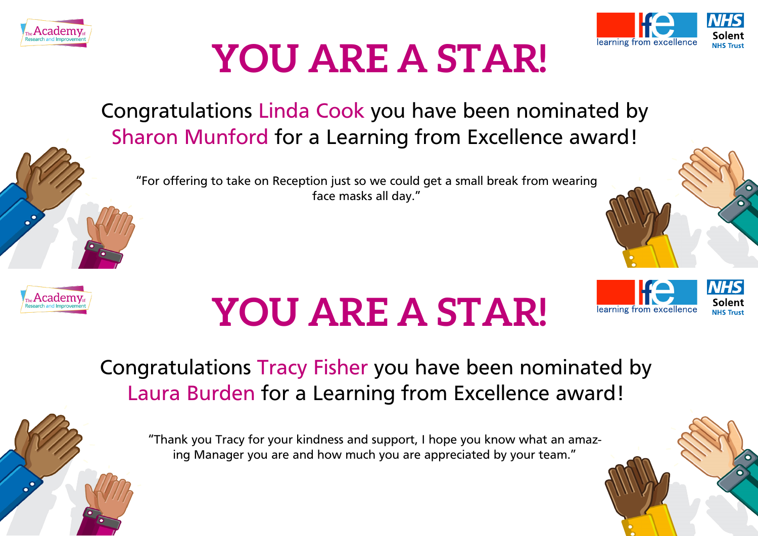# YOU ARE A STAR!

Congratulations Linda Cook you have been nominated by Sharon Munford for a Learning from Excellence award!

"For offering to take on Reception just so we could get a small break from wearing face masks all day."

# YOU ARE A STAR!

Congratulations Tracy Fisher you have been nominated by Laura Burden for a Learning from Excellence award!

"Thank you Tracy for your kindness and support, I hope you know what an amazing Manager you are and how much you are appreciated by your team."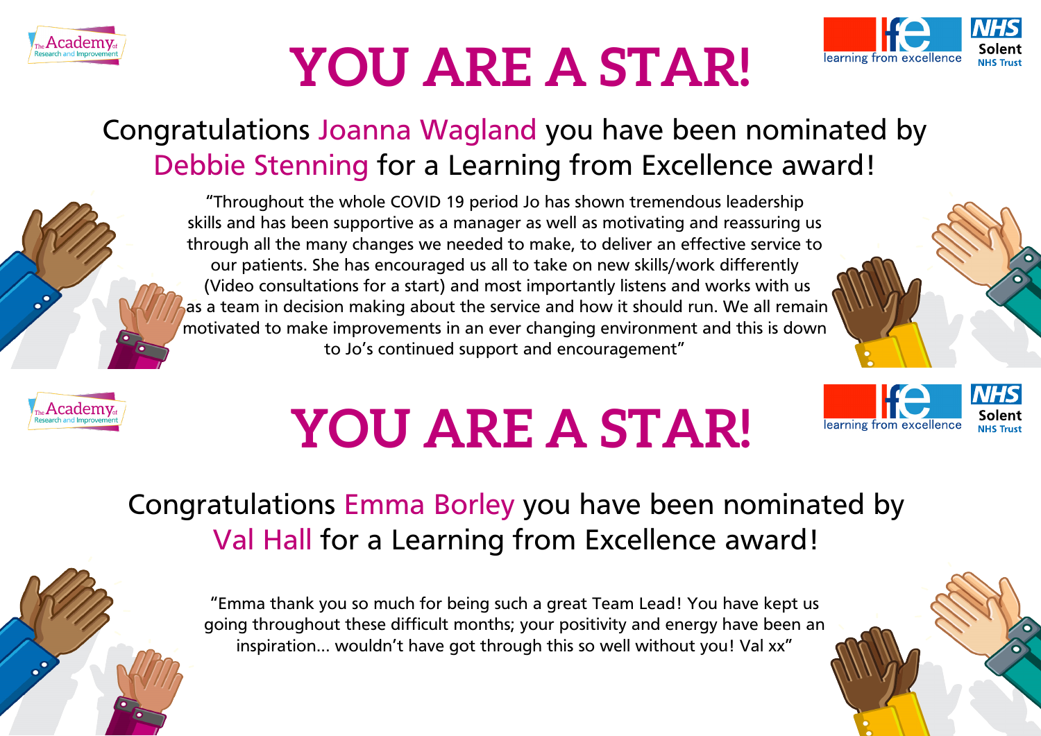# YOU ARE A STAR!

Congratulations Joanna Wagland you have been nominated by Debbie Stenning for a Learning from Excellence award!

"Throughout the whole COVID 19 period Jo has shown tremendous leadership skills and has been supportive as a manager as well as motivating and reassuring us through all the many changes we needed to make, to deliver an effective service to our patients. She has encouraged us all to take on new skills/work differently (Video consultations for a start) and most importantly listens and works with us as a team in decision making about the service and how it should run. We all remain motivated to make improvements in an ever changing environment and this is down to Jo's continued support and encouragement"

# YOU ARE A STAR!

Congratulations Emma Borley you have been nominated by Val Hall for a Learning from Excellence award!

"Emma thank you so much for being such a great Team Lead! You have kept us going throughout these difficult months; your positivity and energy have been an inspiration... wouldn't have got through this so well without you! Val xx"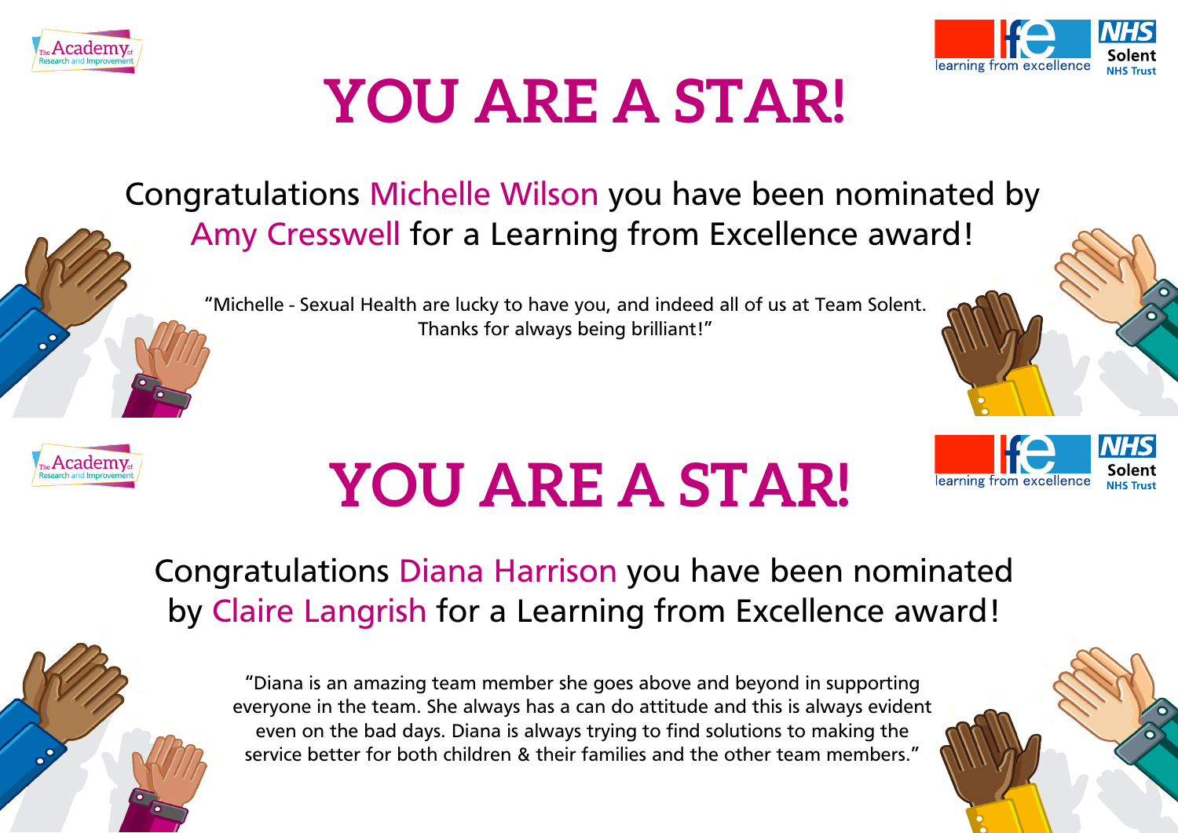# YOU ARE A STAR!

Congratulations Michelle Wilson you have been nominated by Amy Cresswell for a Learning from Excellence award!

"Michelle - Sexual Health are lucky to have you, and indeed all of us at Team Solent. Thanks for always being brilliant!"

# YOU ARE A STAR!

Congratulations Diana Harrison you have been nominated by Claire Langrish for a Learning from Excellence award!

"Diana is an amazing team member she goes above and beyond in supporting everyone in the team. She always has a can do attitude and this is always evident even on the bad days. Diana is always trying to find solutions to making the service better for both children & their families and the other team members."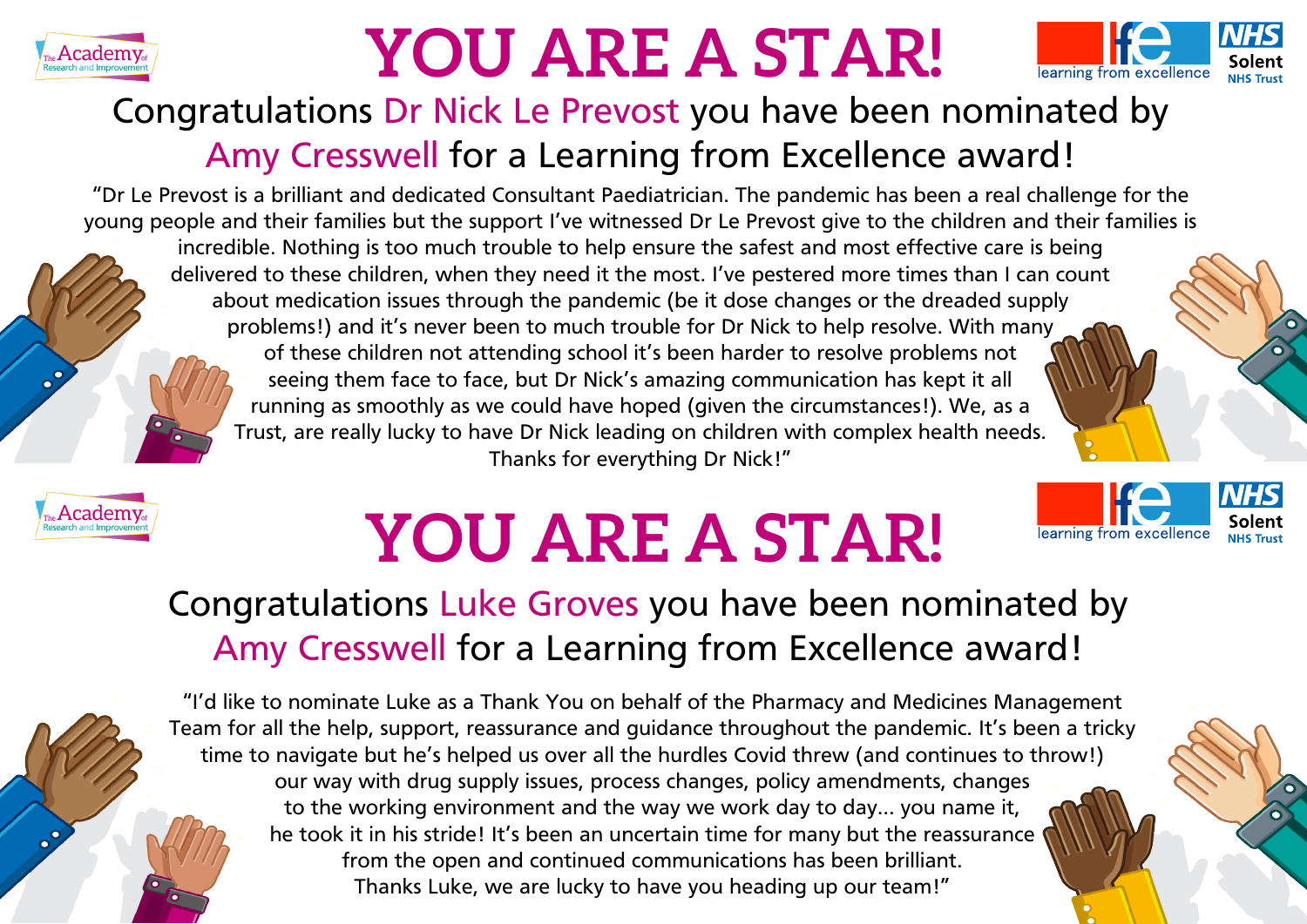# YOU ARE A STAR!

Congratulations Dr Nick Le Prevost you have been nominated by Amy Cresswell for a Learning from Excellence award!

"Dr Le Prevost is a brilliant and dedicated Consultant Paediatrician. The pandemic has been a real challenge for the young people and their families but the support I've witnessed Dr Le Prevost give to the children and their families is incredible. Nothing is too much trouble to help ensure the safest and most effective care is being delivered to these children, when they need it the most. I've pestered more times than I can count about medication issues through the pandemic (be it dose changes or the dreaded supply problems!) and it's never been to much trouble for Dr Nick to help resolve. With many of these children not attending school it's been harder to resolve problems not seeing them face to face, but Dr Nick's amazing communication has kept it all running as smoothly as we could have hoped (given the circumstances!). We, as a Trust, are really lucky to have Dr Nick leading on children with complex health needs. Thanks for everything Dr Nick!"

# YOU ARE A STAR!

Congratulations Luke Groves you have been nominated by Amy Cresswell for a Learning from Excellence award!

"I'd like to nominate Luke as a Thank You on behalf of the Pharmacy and Medicines Management Team for all the help, support, reassurance and guidance throughout the pandemic. It's been a tricky time to navigate but he's helped us over all the hurdles Covid threw (and continues to throw!) our way with drug supply issues, process changes, policy amendments, changes to the working environment and the way we work day to day... you name it, he took it in his stride! It's been an uncertain time for many but the reassurance from the open and continued communications has been brilliant. Thanks Luke, we are lucky to have you heading up our team!"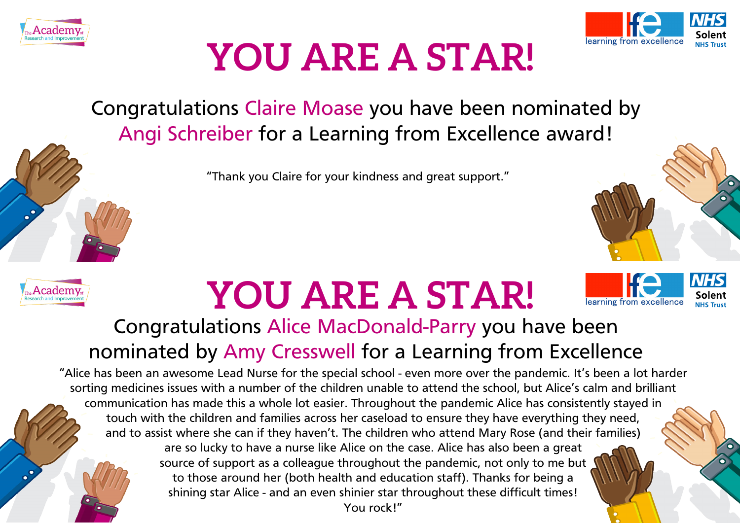# YOU ARE A STAR!

Congratulations Claire Moase you have been nominated by Angi Schreiber for a Learning from Excellence award!

"Thank you Claire for your kindness and great support."

# YOU ARE A STAR!

Congratulations Alice MacDonald-Parry you have been nominated by Amy Cresswell for a Learning from Excellence

"Alice has been an awesome Lead Nurse for the special school - even more over the pandemic. It's been a lot harder sorting medicines issues with a number of the children unable to attend the school, but Alice's calm and brilliant communication has made this a whole lot easier. Throughout the pandemic Alice has consistently stayed in touch with the children and families across her caseload to ensure they have everything they need, and to assist where she can if they haven't. The children who attend Mary Rose (and their families) are so lucky to have a nurse like Alice on the case. Alice has also been a great source of support as a colleague throughout the pandemic, not only to me but to those around her (both health and education staff). Thanks for being a shining star Alice - and an even shinier star throughout these difficult times! You rock!"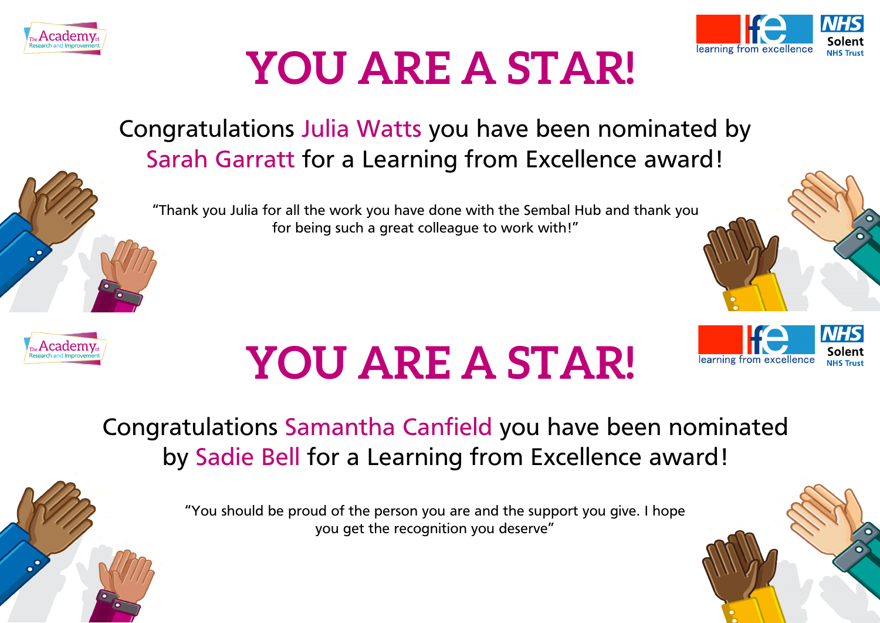# YOU ARE A STAR!

Congratulations Julia Watts you have been nominated by Sarah Garratt for a Learning from Excellence award!

"Thank you Julia for all the work you have done with the Sembal Hub and thank you for being such a great colleague to work with!"

# YOU ARE A STAR!

Congratulations Samantha Canfield you have been nominated by Sadie Bell for a Learning from Excellence award!

"You should be proud of the person you are and the support you give. I hope you get the recognition you deserve"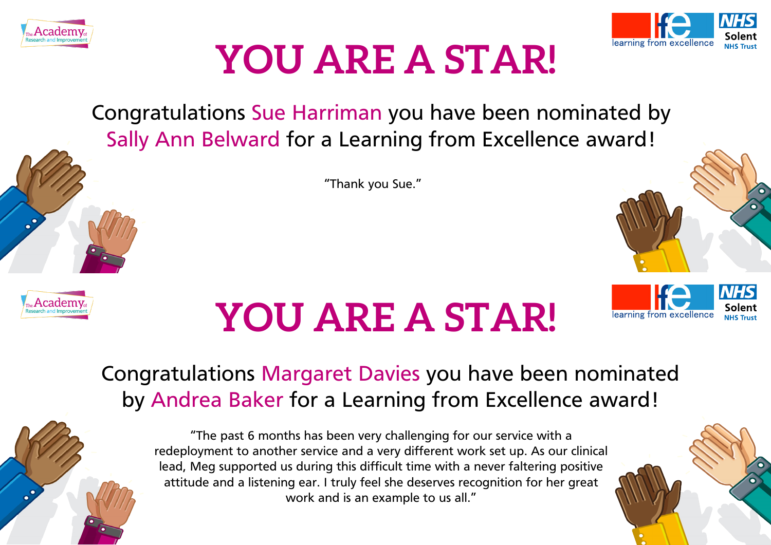# YOU ARE A STAR!

Congratulations Sue Harriman you have been nominated by Sally Ann Belward for a Learning from Excellence award!

"Thank you Sue."

# YOU ARE A STAR!

Congratulations Margaret Davies you have been nominated by Andrea Baker for a Learning from Excellence award!

"The past 6 months has been very challenging for our service with a redeployment to another service and a very different work set up. As our clinical lead, Meg supported us during this difficult time with a never faltering positive attitude and a listening ear. I truly feel she deserves recognition for her great work and is an example to us all."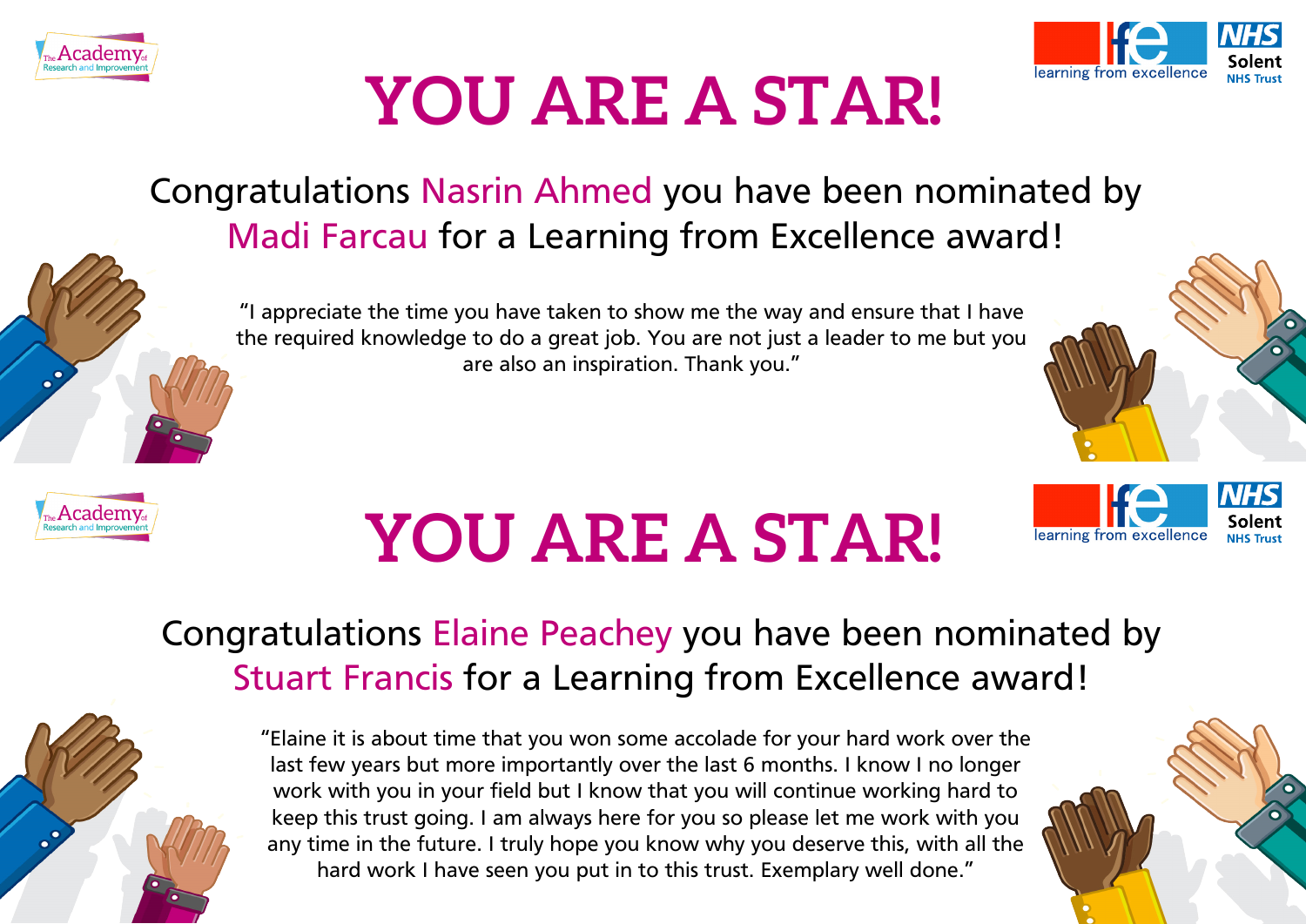# YOU ARE A STAR!

Congratulations Nasrin Ahmed you have been nominated by Madi Farcau for a Learning from Excellence award!

"I appreciate the time you have taken to show me the way and ensure that I have the required knowledge to do a great job. You are not just a leader to me but you are also an inspiration. Thank you."

# YOU ARE A STAR!

Congratulations Elaine Peachey you have been nominated by Stuart Francis for a Learning from Excellence award!

"Elaine it is about time that you won some accolade for your hard work over the last few years but more importantly over the last 6 months. I know I no longer work with you in your field but I know that you will continue working hard to keep this trust going. I am always here for you so please let me work with you any time in the future. I truly hope you know why you deserve this, with all the hard work I have seen you put in to this trust. Exemplary well done."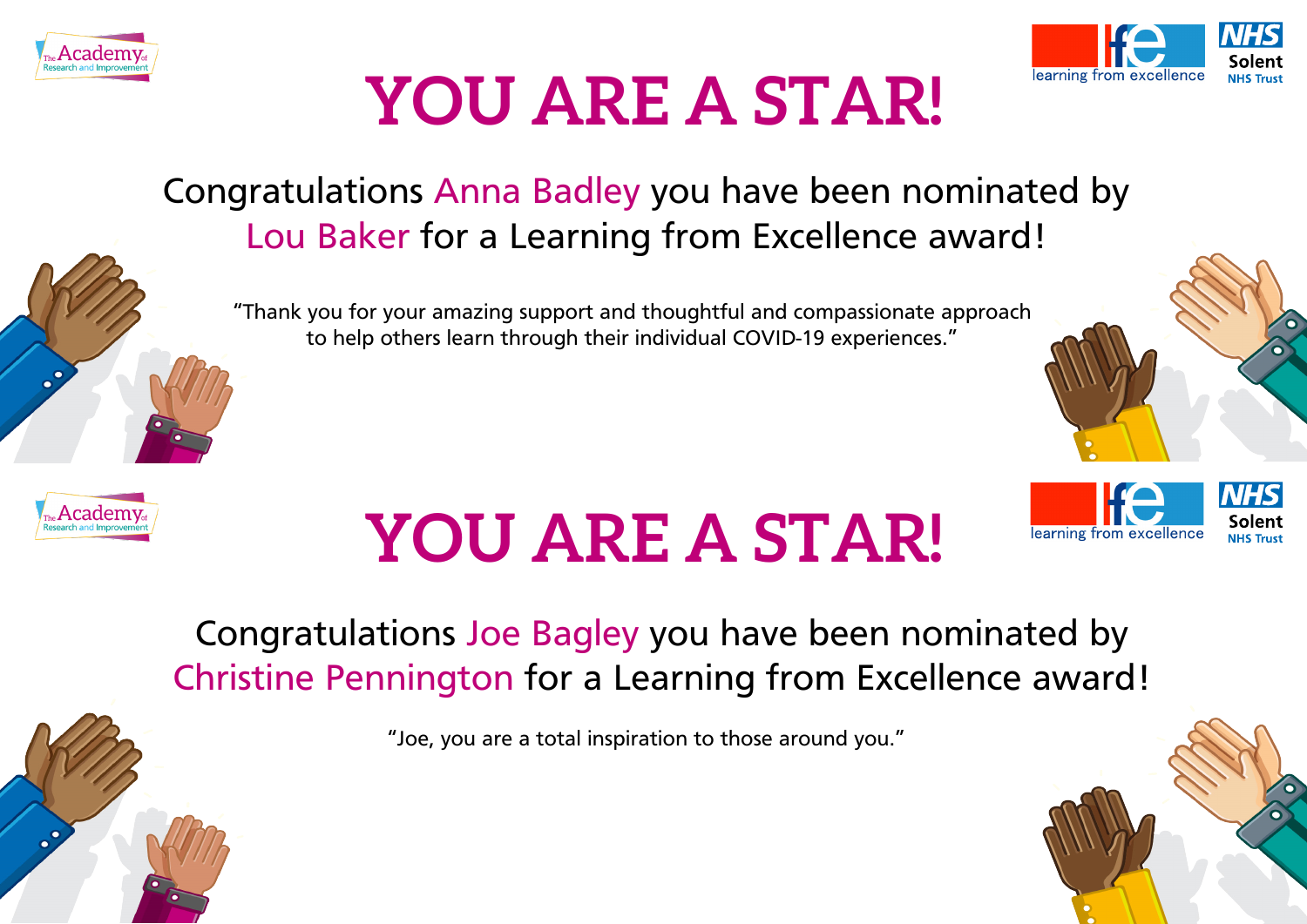# YOU ARE A STAR!

Congratulations Anna Badley you have been nominated by Lou Baker for a Learning from Excellence award!

"Thank you for your amazing support and thoughtful and compassionate approach to help others learn through their individual COVID-19 experiences."

# YOU ARE A STAR!

Congratulations Joe Bagley you have been nominated by Christine Pennington for a Learning from Excellence award!

"Joe, you are a total inspiration to those around you."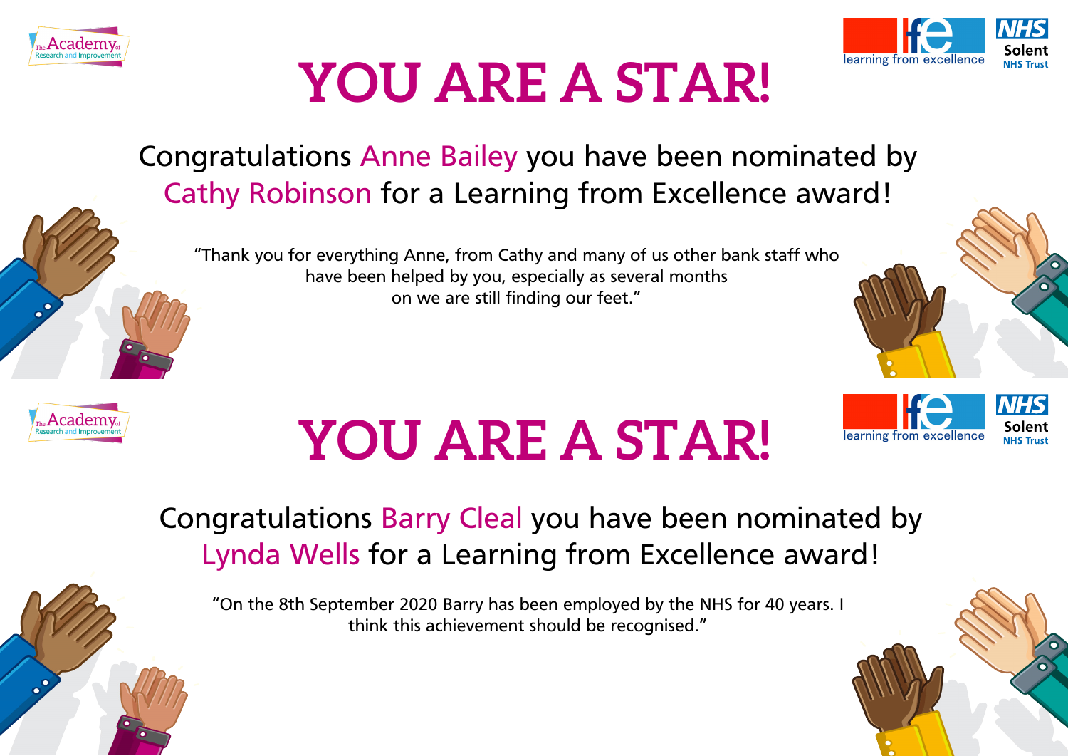# YOU ARE A STAR!

Congratulations Anne Bailey you have been nominated by Cathy Robinson for a Learning from Excellence award!

"Thank you for everything Anne, from Cathy and many of us other bank staff who have been helped by you, especially as several months on we are still finding our feet."

# YOU ARE A STAR!

Congratulations Barry Cleal you have been nominated by Lynda Wells for a Learning from Excellence award!

"On the 8th September 2020 Barry has been employed by the NHS for 40 years. I think this achievement should be recognised."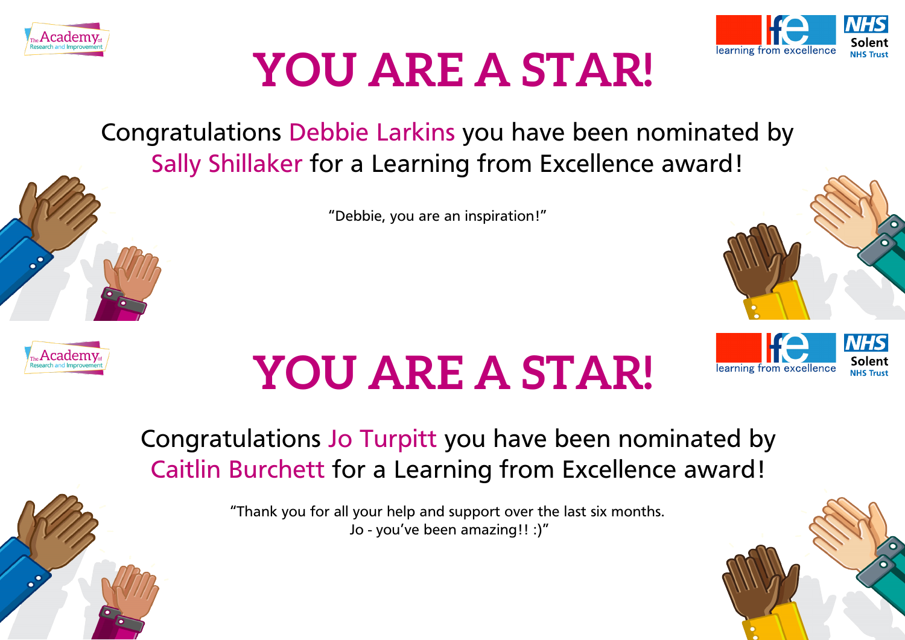# YOU ARE A STAR!

Congratulations Debbie Larkins you have been nominated by Sally Shillaker for a Learning from Excellence award!

"Debbie, you are an inspiration!"

# YOU ARE A STAR!

Congratulations Jo Turpitt you have been nominated by Caitlin Burchett for a Learning from Excellence award!

"Thank you for all your help and support over the last six months.
Jo - you've been amazing!! :)"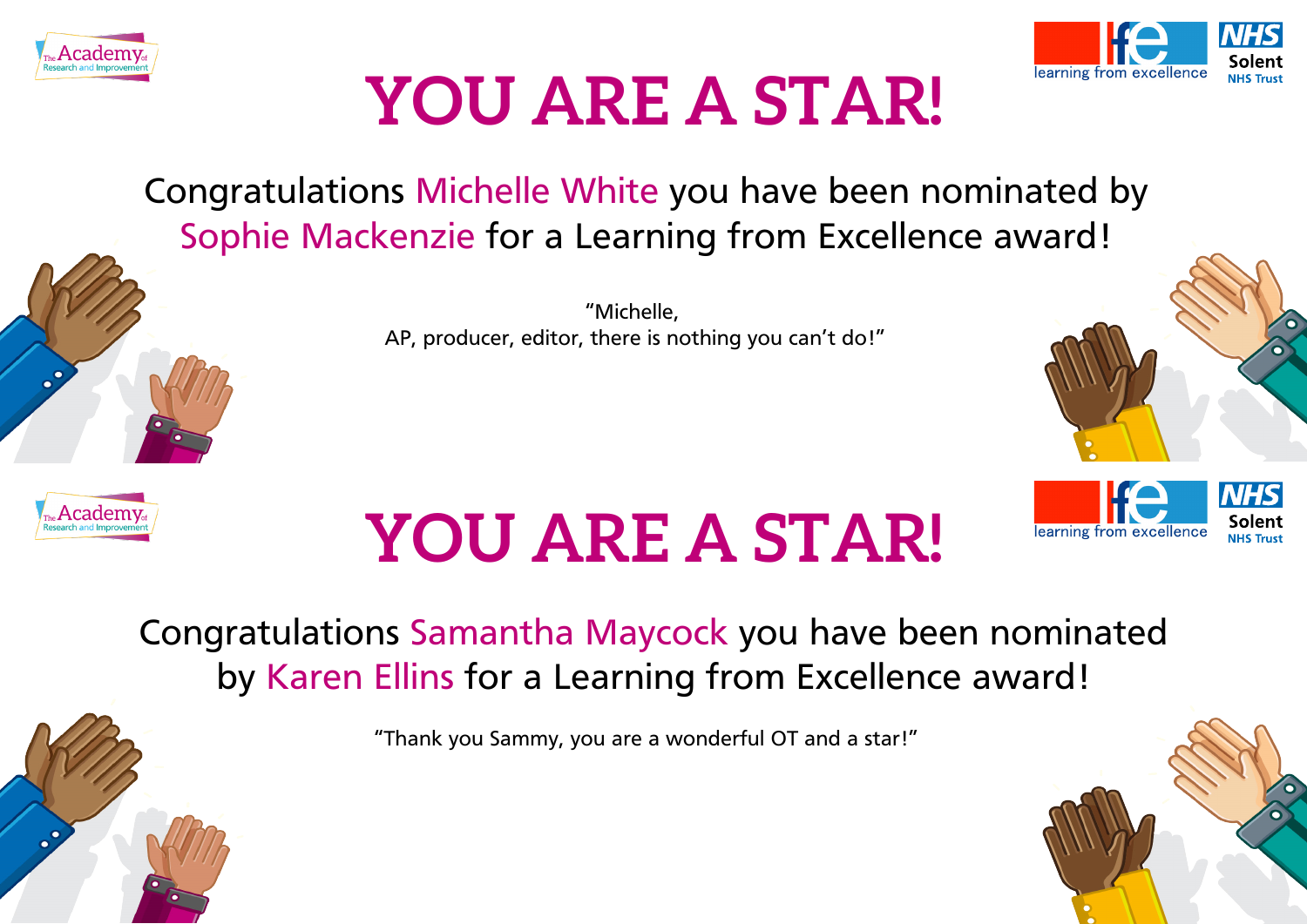# YOU ARE A STAR!

Congratulations Michelle White you have been nominated by Sophie Mackenzie for a Learning from Excellence award!

"Michelle,
AP, producer, editor, there is nothing you can't do!"

# YOU ARE A STAR!

Congratulations Samantha Maycock you have been nominated by Karen Ellins for a Learning from Excellence award!

"Thank you Sammy, you are a wonderful OT and a star!"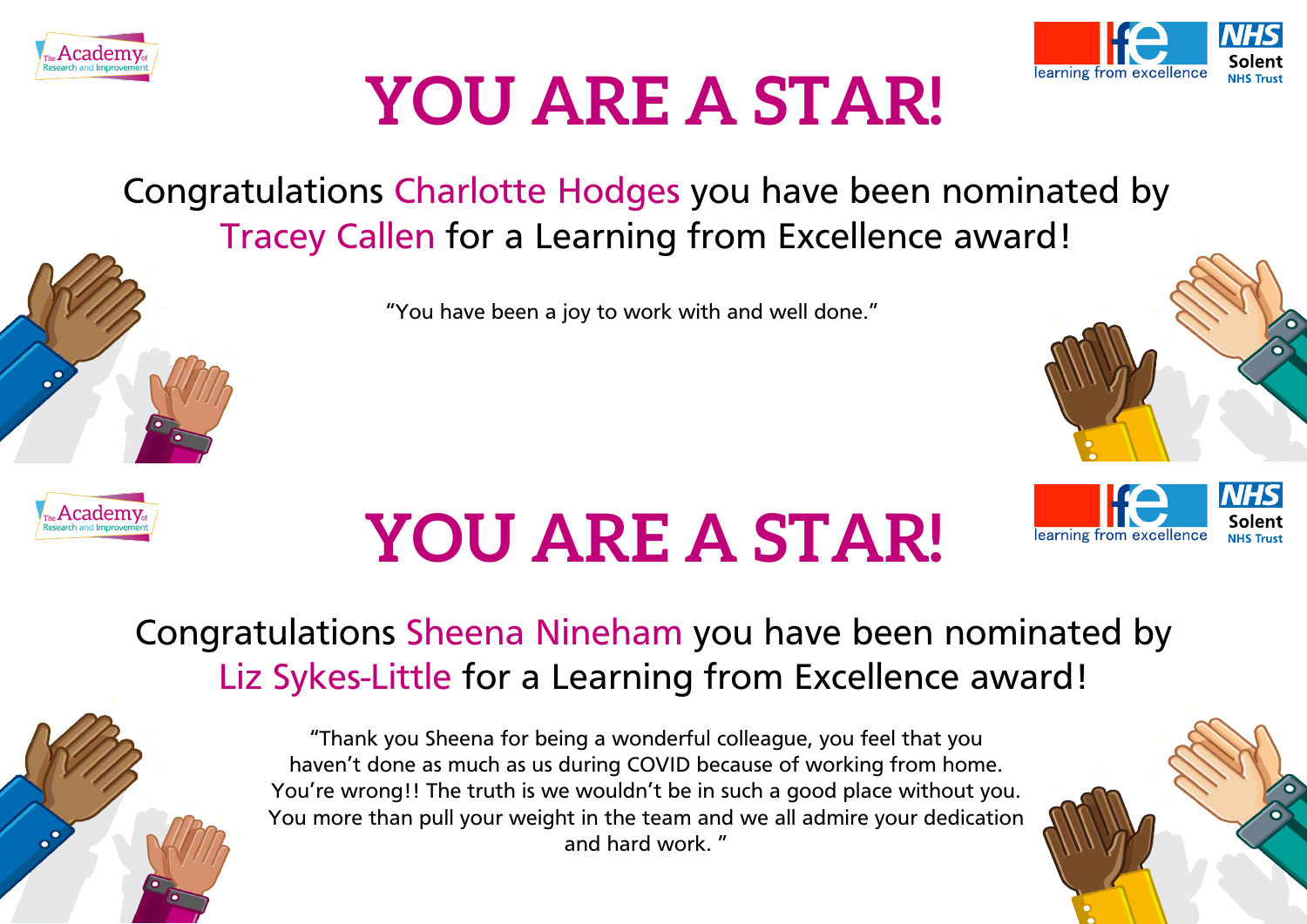# YOU ARE A STAR!

Congratulations Charlotte Hodges you have been nominated by Tracey Callen for a Learning from Excellence award!

"You have been a joy to work with and well done."

# YOU ARE A STAR!

Congratulations Sheena Nineham you have been nominated by Liz Sykes-Little for a Learning from Excellence award!

"Thank you Sheena for being a wonderful colleague, you feel that you haven't done as much as us during COVID because of working from home. You're wrong!! The truth is we wouldn't be in such a good place without you. You more than pull your weight in the team and we all admire your dedication and hard work. "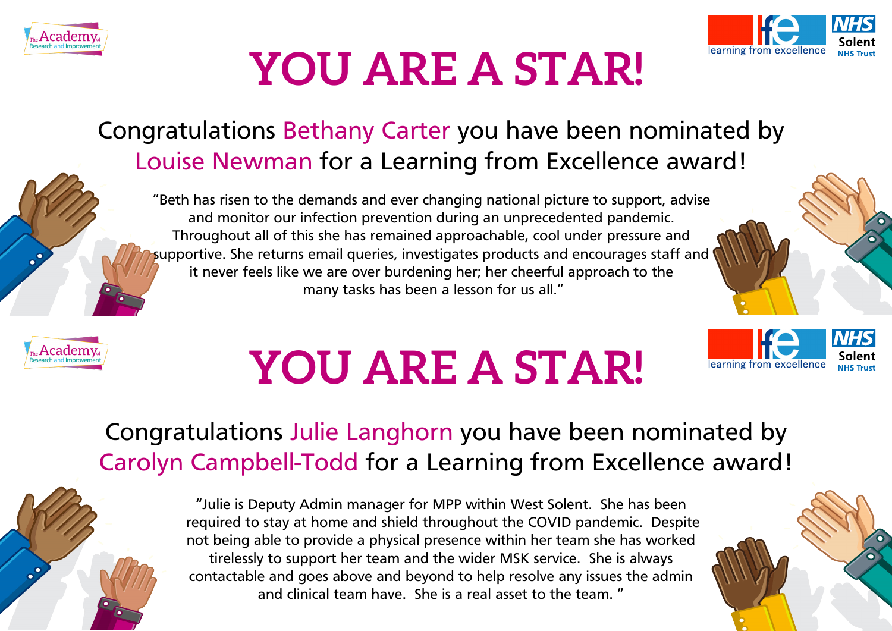# YOU ARE A STAR!

Congratulations Bethany Carter you have been nominated by Louise Newman for a Learning from Excellence award!

"Beth has risen to the demands and ever changing national picture to support, advise and monitor our infection prevention during an unprecedented pandemic. Throughout all of this she has remained approachable, cool under pressure and supportive. She returns email queries, investigates products and encourages staff and it never feels like we are over burdening her; her cheerful approach to the many tasks has been a lesson for us all."

# YOU ARE A STAR!

Congratulations Julie Langhorn you have been nominated by Carolyn Campbell-Todd for a Learning from Excellence award!

"Julie is Deputy Admin manager for MPP within West Solent. She has been required to stay at home and shield throughout the COVID pandemic. Despite not being able to provide a physical presence within her team she has worked tirelessly to support her team and the wider MSK service. She is always contactable and goes above and beyond to help resolve any issues the admin and clinical team have. She is a real asset to the team. "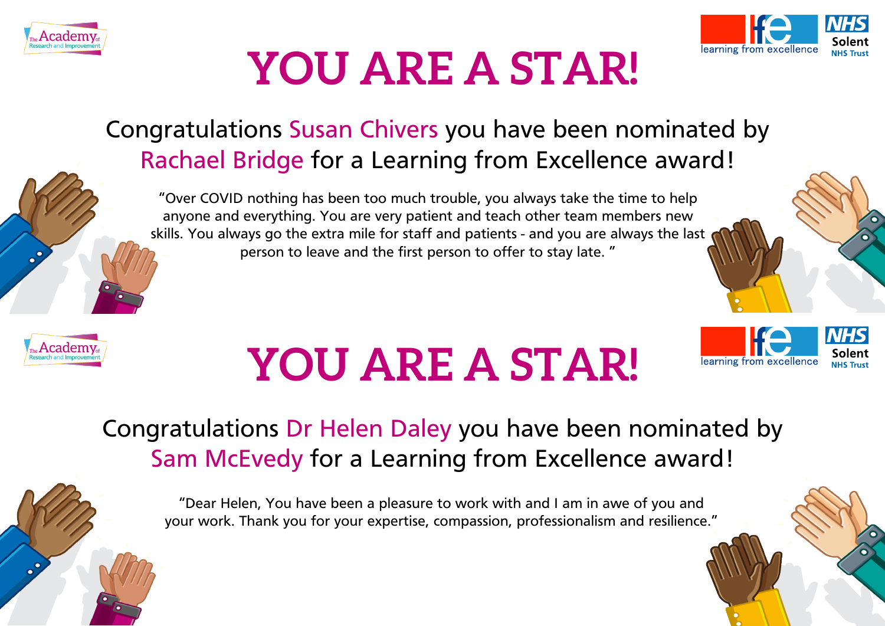# YOU ARE A STAR!

Congratulations Susan Chivers you have been nominated by Rachael Bridge for a Learning from Excellence award!

"Over COVID nothing has been too much trouble, you always take the time to help anyone and everything. You are very patient and teach other team members new skills. You always go the extra mile for staff and patients - and you are always the last person to leave and the first person to offer to stay late. "

# YOU ARE A STAR!

Congratulations Dr Helen Daley you have been nominated by Sam McEvedy for a Learning from Excellence award!

"Dear Helen, You have been a pleasure to work with and I am in awe of you and your work. Thank you for your expertise, compassion, professionalism and resilience."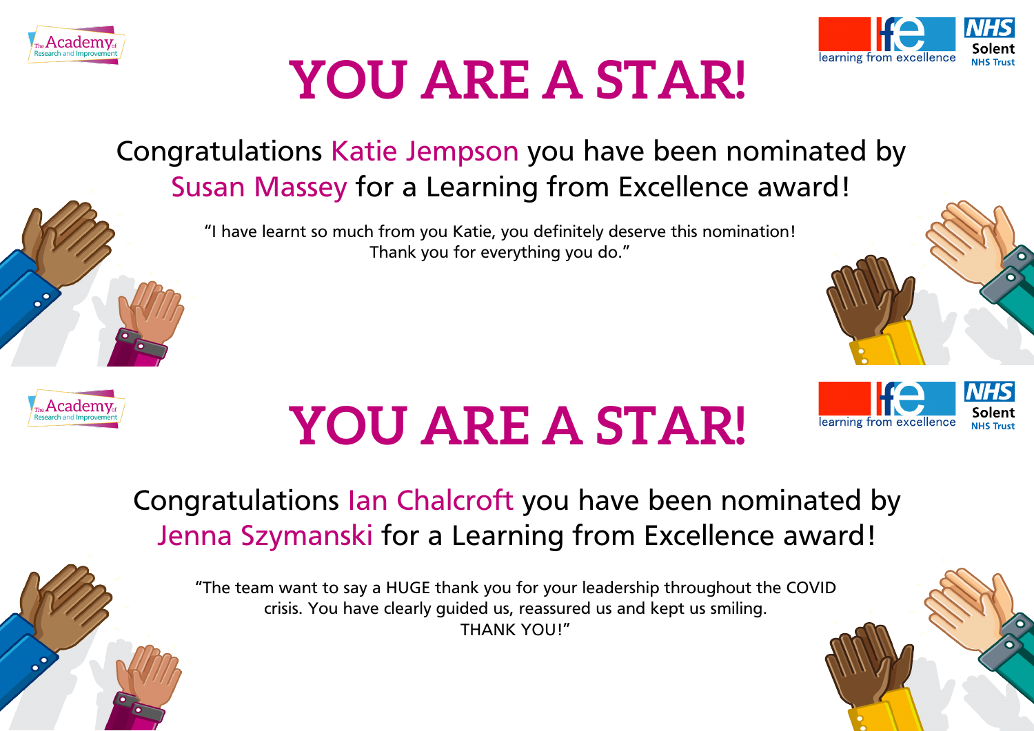# YOU ARE A STAR!

Congratulations Katie Jempson you have been nominated by Susan Massey for a Learning from Excellence award!

"I have learnt so much from you Katie, you definitely deserve this nomination! Thank you for everything you do."

# YOU ARE A STAR!

Congratulations Ian Chalcroft you have been nominated by Jenna Szymanski for a Learning from Excellence award!

"The team want to say a HUGE thank you for your leadership throughout the COVID crisis. You have clearly guided us, reassured us and kept us smiling. THANK YOU!"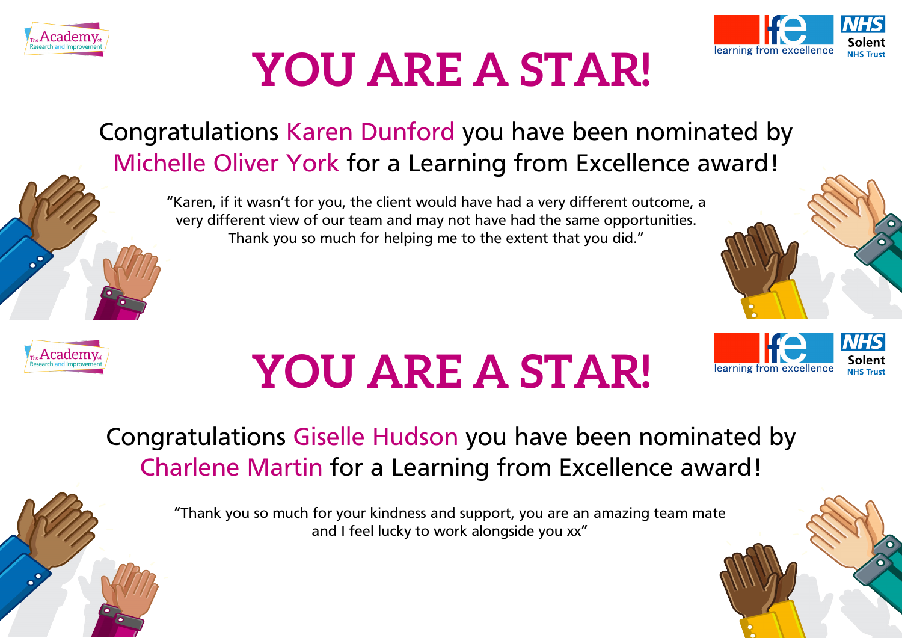# YOU ARE A STAR!

Congratulations Karen Dunford you have been nominated by Michelle Oliver York for a Learning from Excellence award!

"Karen, if it wasn't for you, the client would have had a very different outcome, a very different view of our team and may not have had the same opportunities. Thank you so much for helping me to the extent that you did."

# YOU ARE A STAR!

Congratulations Giselle Hudson you have been nominated by Charlene Martin for a Learning from Excellence award!

"Thank you so much for your kindness and support, you are an amazing team mate and I feel lucky to work alongside you xx"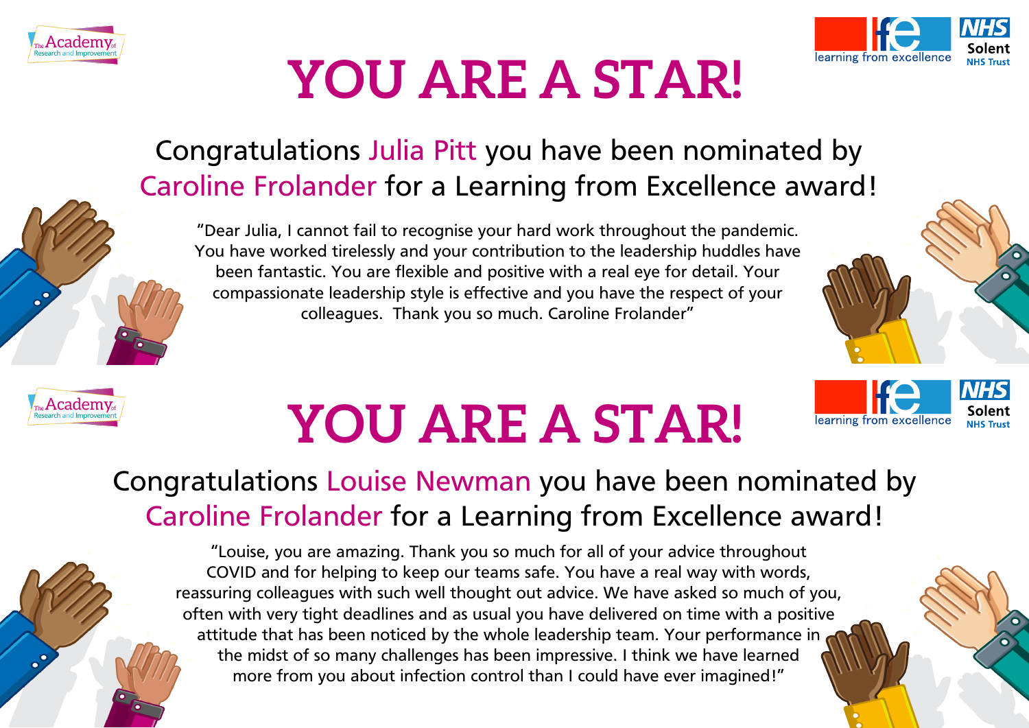# YOU ARE A STAR!

Congratulations Julia Pitt you have been nominated by Caroline Frolander for a Learning from Excellence award!

"Dear Julia, I cannot fail to recognise your hard work throughout the pandemic. You have worked tirelessly and your contribution to the leadership huddles have been fantastic. You are flexible and positive with a real eye for detail. Your compassionate leadership style is effective and you have the respect of your colleagues. Thank you so much. Caroline Frolander"

# YOU ARE A STAR!

Congratulations Louise Newman you have been nominated by Caroline Frolander for a Learning from Excellence award!

"Louise, you are amazing. Thank you so much for all of your advice throughout COVID and for helping to keep our teams safe. You have a real way with words, reassuring colleagues with such well thought out advice. We have asked so much of you, often with very tight deadlines and as usual you have delivered on time with a positive attitude that has been noticed by the whole leadership team. Your performance in the midst of so many challenges has been impressive. I think we have learned more from you about infection control than I could have ever imagined!"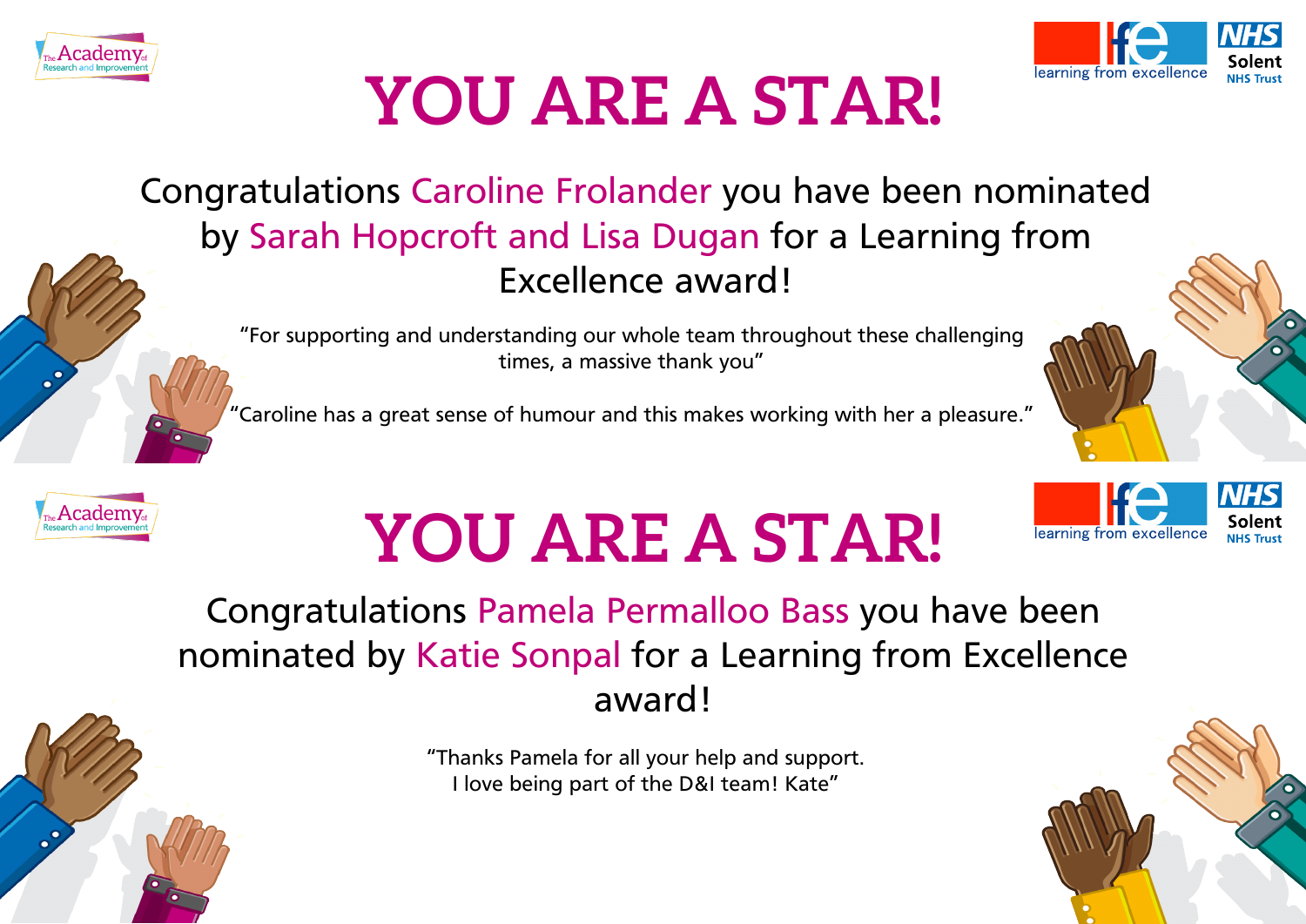# YOU ARE A STAR!

Congratulations Caroline Frolander you have been nominated by Sarah Hopcroft and Lisa Dugan for a Learning from Excellence award!

"For supporting and understanding our whole team throughout these challenging times, a massive thank you"

"Caroline has a great sense of humour and this makes working with her a pleasure."

# YOU ARE A STAR!

Congratulations Pamela Permalloo Bass you have been nominated by Katie Sonpal for a Learning from Excellence award!

"Thanks Pamela for all your help and support.
I love being part of the D&I team! Kate"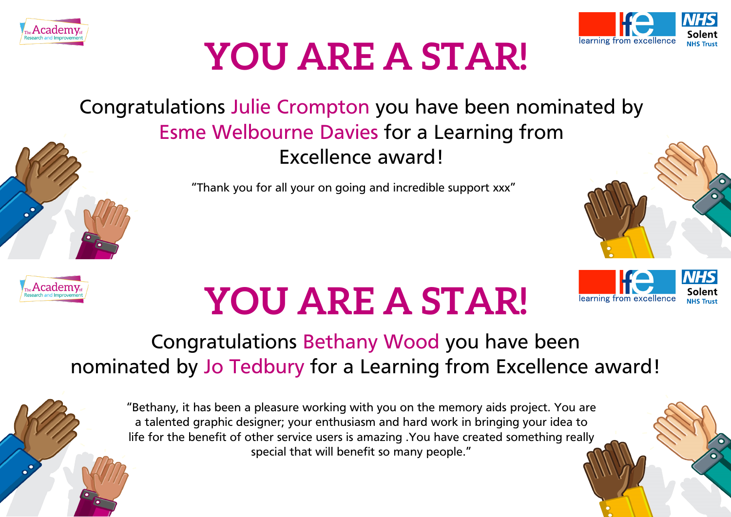# YOU ARE A STAR!

Congratulations Julie Crompton you have been nominated by Esme Welbourne Davies for a Learning from Excellence award!

"Thank you for all your on going and incredible support xxx"

# YOU ARE A STAR!

Congratulations Bethany Wood you have been nominated by Jo Tedbury for a Learning from Excellence award!

"Bethany, it has been a pleasure working with you on the memory aids project. You are a talented graphic designer; your enthusiasm and hard work in bringing your idea to life for the benefit of other service users is amazing .You have created something really special that will benefit so many people."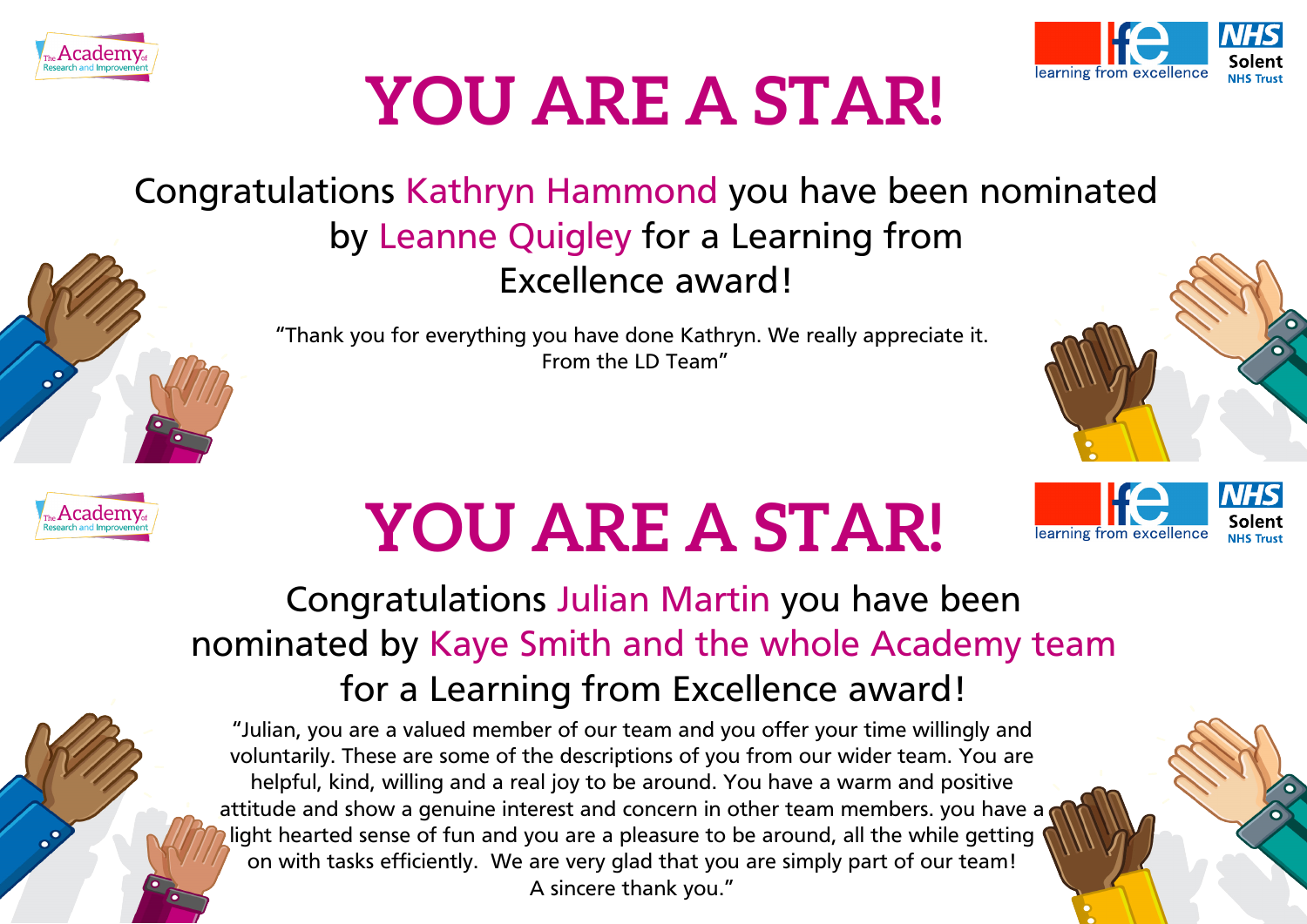# YOU ARE A STAR!

Congratulations Kathryn Hammond you have been nominated by Leanne Quigley for a Learning from Excellence award!

"Thank you for everything you have done Kathryn. We really appreciate it.
From the LD Team"

# YOU ARE A STAR!

Congratulations Julian Martin you have been nominated by Kaye Smith and the whole Academy team for a Learning from Excellence award!

"Julian, you are a valued member of our team and you offer your time willingly and voluntarily. These are some of the descriptions of you from our wider team. You are helpful, kind, willing and a real joy to be around. You have a warm and positive attitude and show a genuine interest and concern in other team members. you have a light hearted sense of fun and you are a pleasure to be around, all the while getting on with tasks efficiently. We are very glad that you are simply part of our team!
A sincere thank you."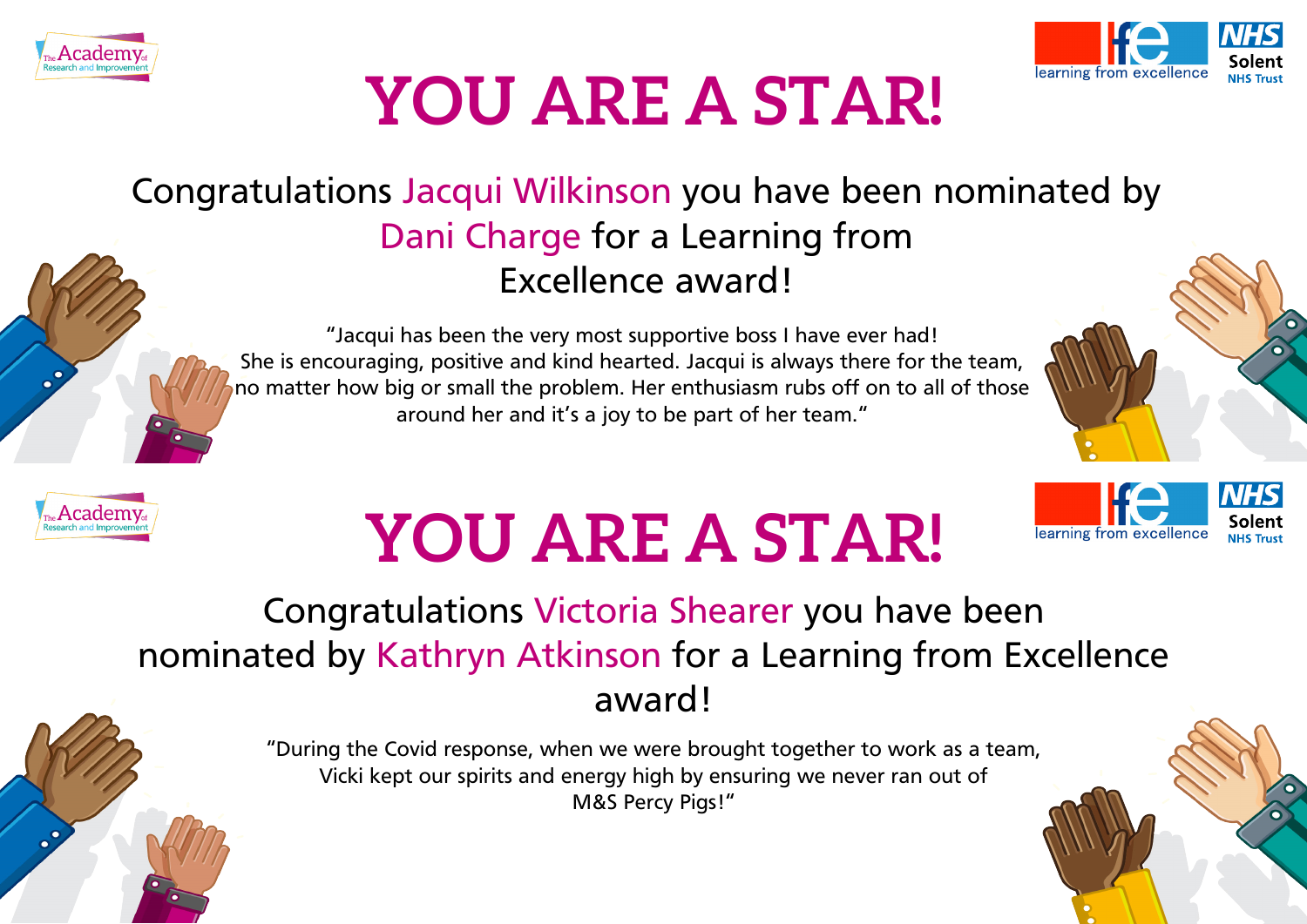# YOU ARE A STAR!

Congratulations Jacqui Wilkinson you have been nominated by Dani Charge for a Learning from Excellence award!

"Jacqui has been the very most supportive boss I have ever had! She is encouraging, positive and kind hearted. Jacqui is always there for the team, no matter how big or small the problem. Her enthusiasm rubs off on to all of those around her and it's a joy to be part of her team."

# YOU ARE A STAR!

Congratulations Victoria Shearer you have been nominated by Kathryn Atkinson for a Learning from Excellence award!

"During the Covid response, when we were brought together to work as a team, Vicki kept our spirits and energy high by ensuring we never ran out of M&S Percy Pigs!"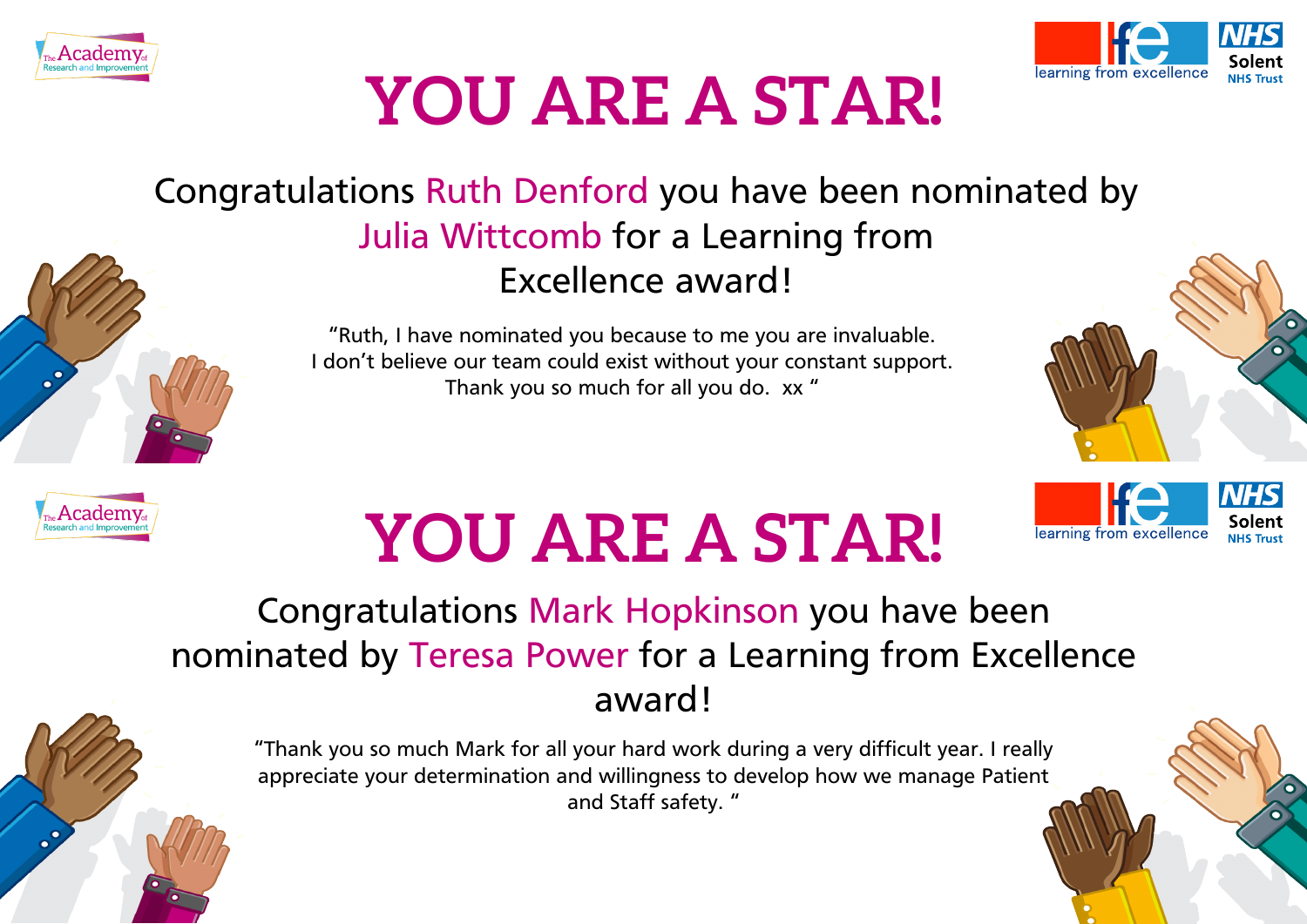# YOU ARE A STAR!

Congratulations Ruth Denford you have been nominated by Julia Wittcomb for a Learning from Excellence award!

"Ruth, I have nominated you because to me you are invaluable. I don't believe our team could exist without your constant support. Thank you so much for all you do. xx "

# YOU ARE A STAR!

Congratulations Mark Hopkinson you have been nominated by Teresa Power for a Learning from Excellence award!

"Thank you so much Mark for all your hard work during a very difficult year. I really appreciate your determination and willingness to develop how we manage Patient and Staff safety. "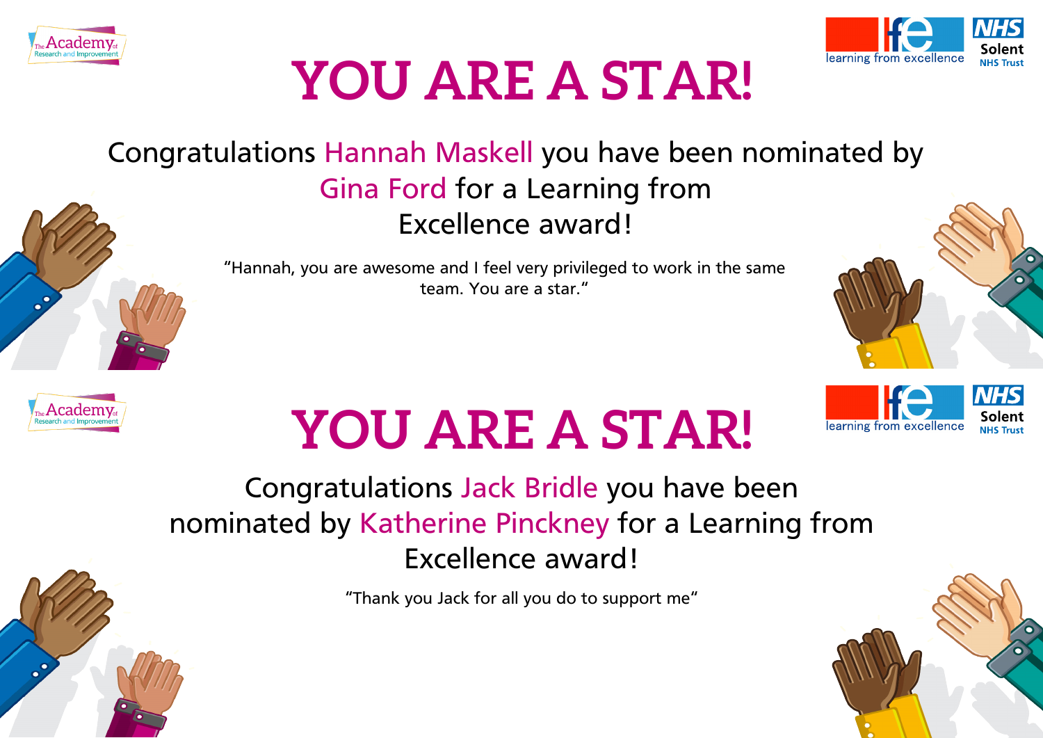# YOU ARE A STAR!

Congratulations Hannah Maskell you have been nominated by Gina Ford for a Learning from Excellence award!

"Hannah, you are awesome and I feel very privileged to work in the same team. You are a star."

# YOU ARE A STAR!

Congratulations Jack Bridle you have been nominated by Katherine Pinckney for a Learning from Excellence award!

"Thank you Jack for all you do to support me"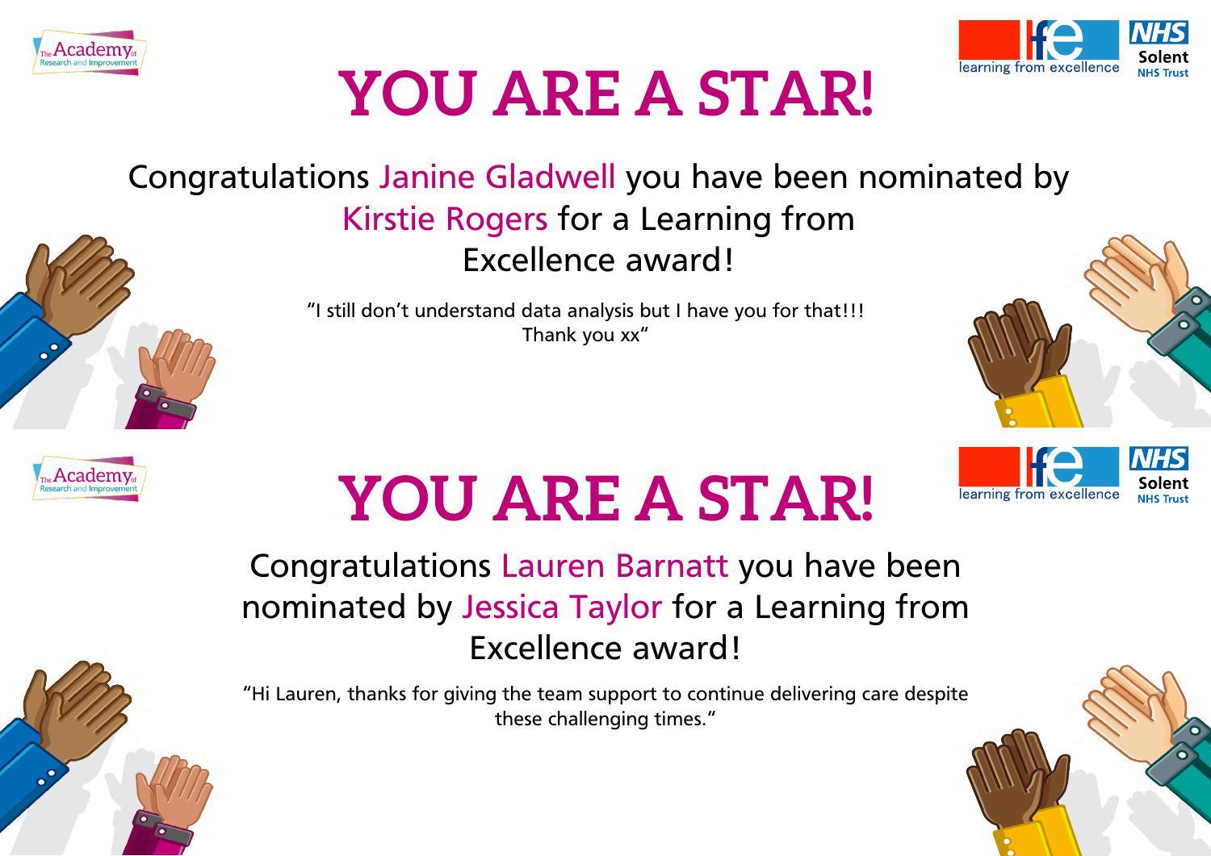# YOU ARE A STAR!

Congratulations Janine Gladwell you have been nominated by Kirstie Rogers for a Learning from Excellence award!

"I still don't understand data analysis but I have you for that!!! Thank you xx"

# YOU ARE A STAR!

Congratulations Lauren Barnatt you have been nominated by Jessica Taylor for a Learning from Excellence award!

"Hi Lauren, thanks for giving the team support to continue delivering care despite these challenging times."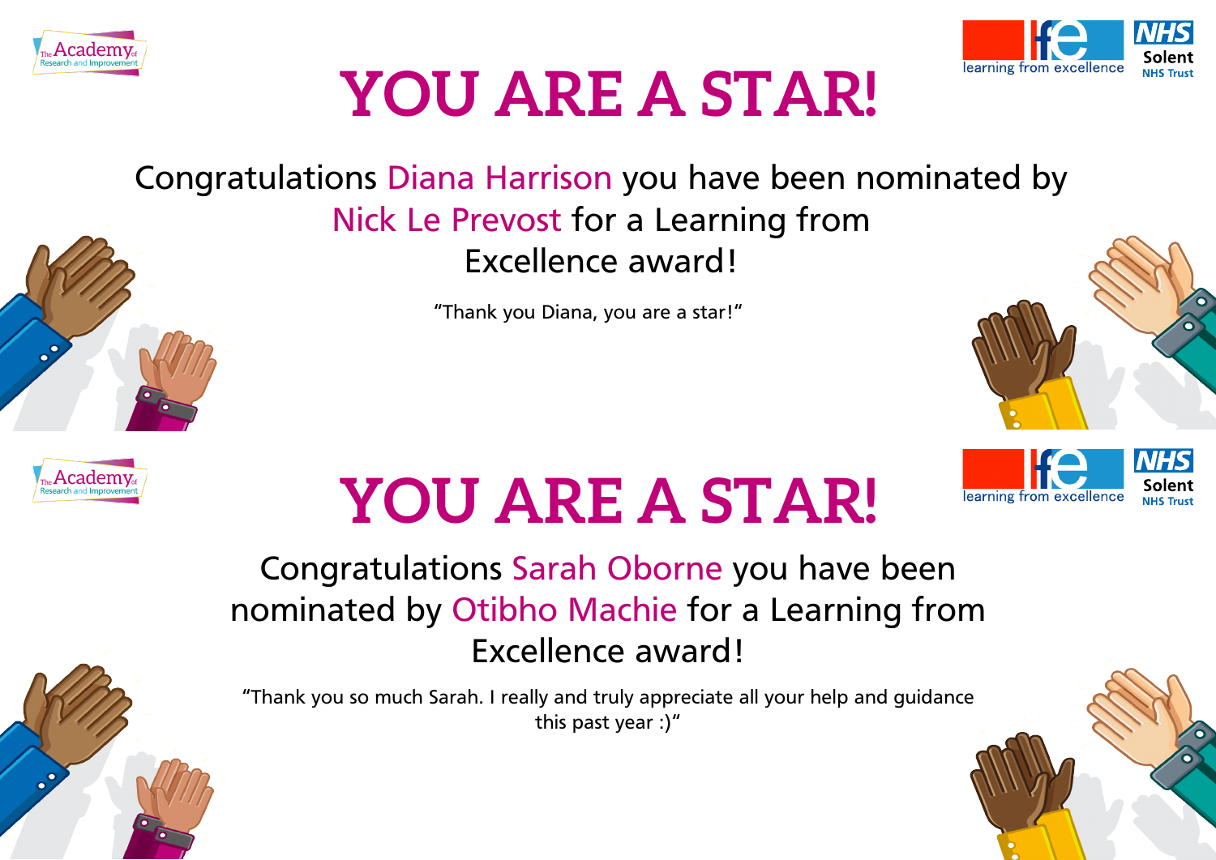# YOU ARE A STAR!

Congratulations Diana Harrison you have been nominated by Nick Le Prevost for a Learning from Excellence award!

"Thank you Diana, you are a star!"

# YOU ARE A STAR!

Congratulations Sarah Oborne you have been nominated by Otibho Machie for a Learning from Excellence award!

"Thank you so much Sarah. I really and truly appreciate all your help and guidance this past year :)"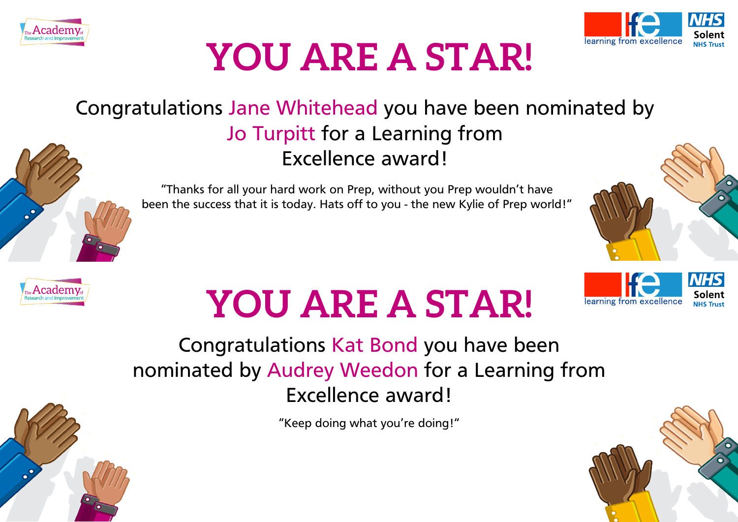# YOU ARE A STAR!

Congratulations Jane Whitehead you have been nominated by Jo Turpitt for a Learning from Excellence award!

"Thanks for all your hard work on Prep, without you Prep wouldn't have been the success that it is today. Hats off to you - the new Kylie of Prep world!"

# YOU ARE A STAR!

Congratulations Kat Bond you have been nominated by Audrey Weedon for a Learning from Excellence award!

"Keep doing what you're doing!"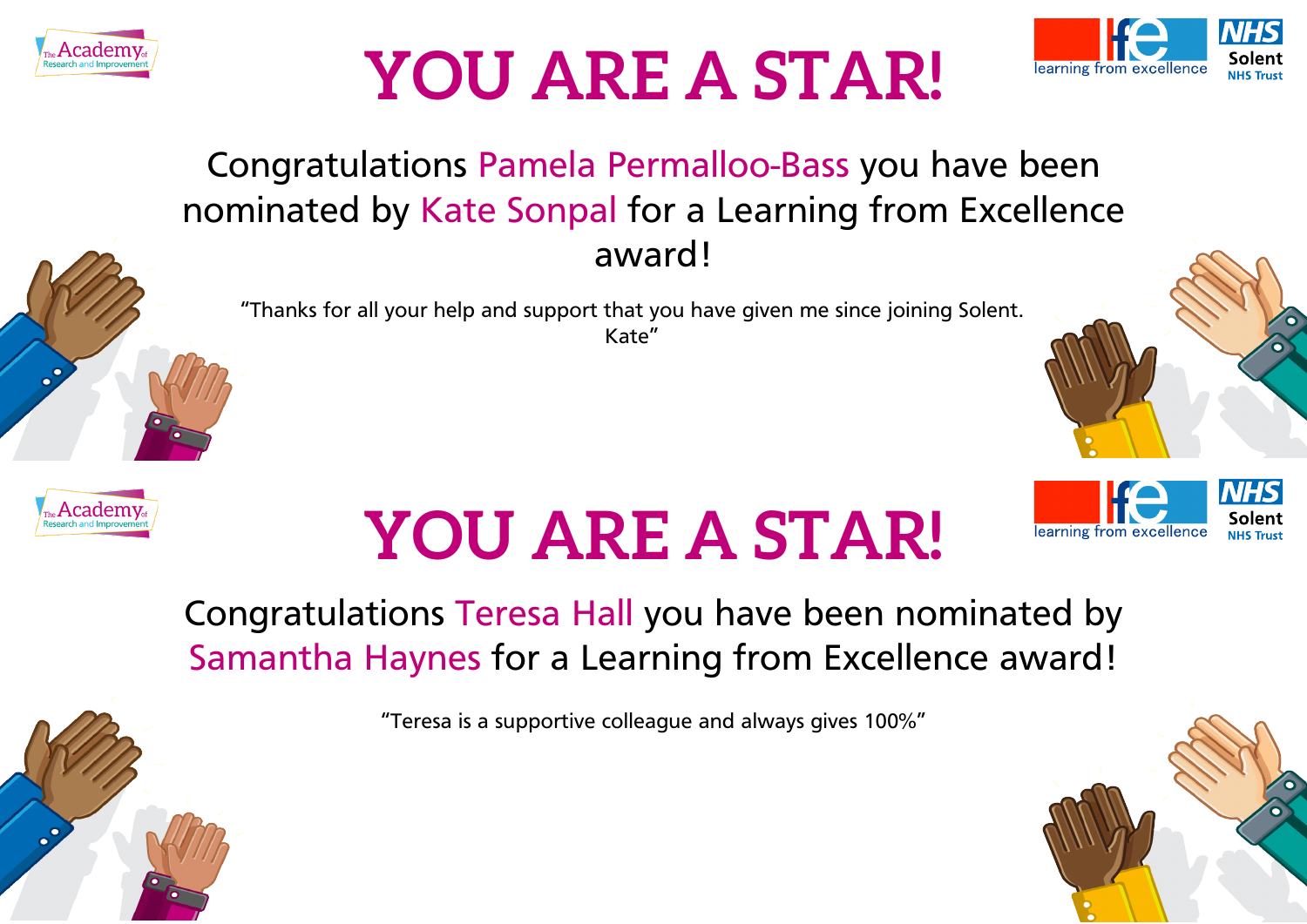# YOU ARE A STAR!

Congratulations Pamela Permalloo-Bass you have been nominated by Kate Sonpal for a Learning from Excellence award!

"Thanks for all your help and support that you have given me since joining Solent. Kate"

# YOU ARE A STAR!

Congratulations Teresa Hall you have been nominated by Samantha Haynes for a Learning from Excellence award!

"Teresa is a supportive colleague and always gives 100%"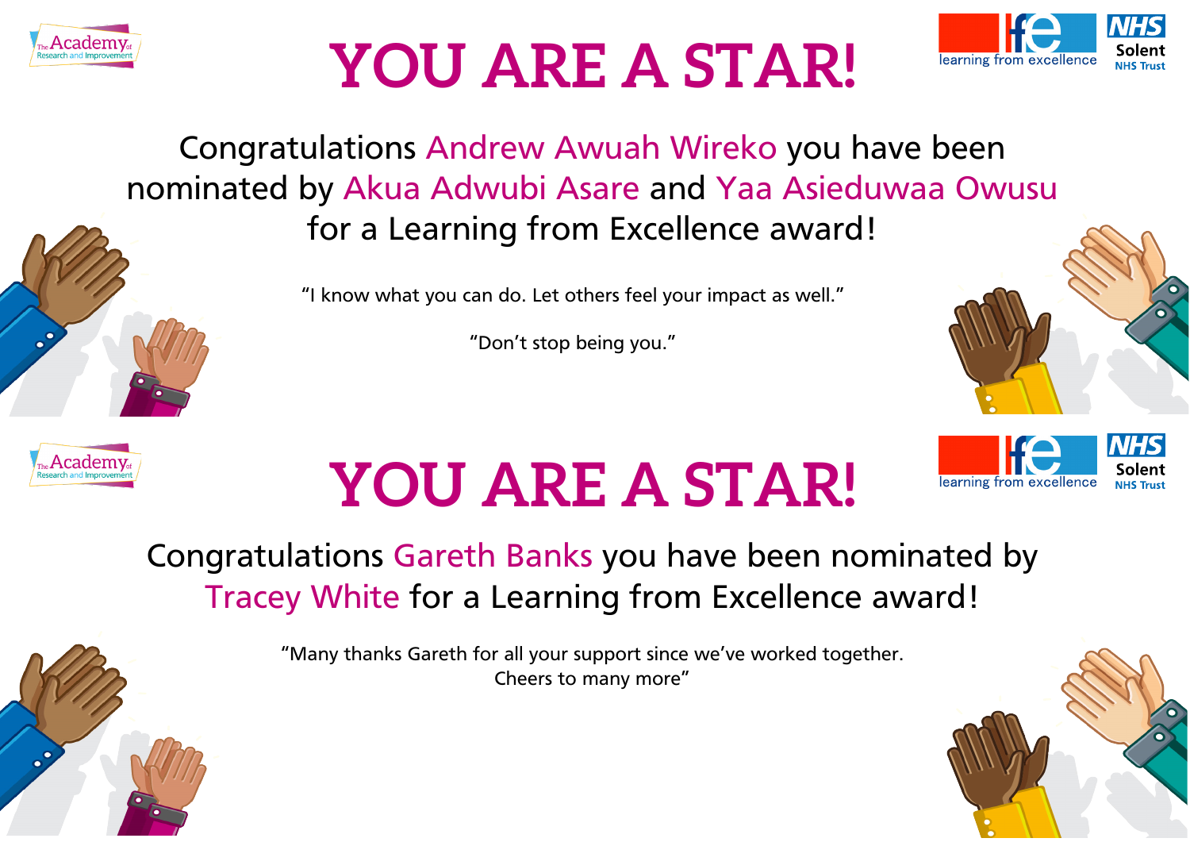# YOU ARE A STAR!

Congratulations Andrew Awuah Wireko you have been nominated by Akua Adwubi Asare and Yaa Asieduwaa Owusu for a Learning from Excellence award!

"I know what you can do. Let others feel your impact as well."

"Don't stop being you."

# YOU ARE A STAR!

Congratulations Gareth Banks you have been nominated by Tracey White for a Learning from Excellence award!

"Many thanks Gareth for all your support since we've worked together. Cheers to many more"